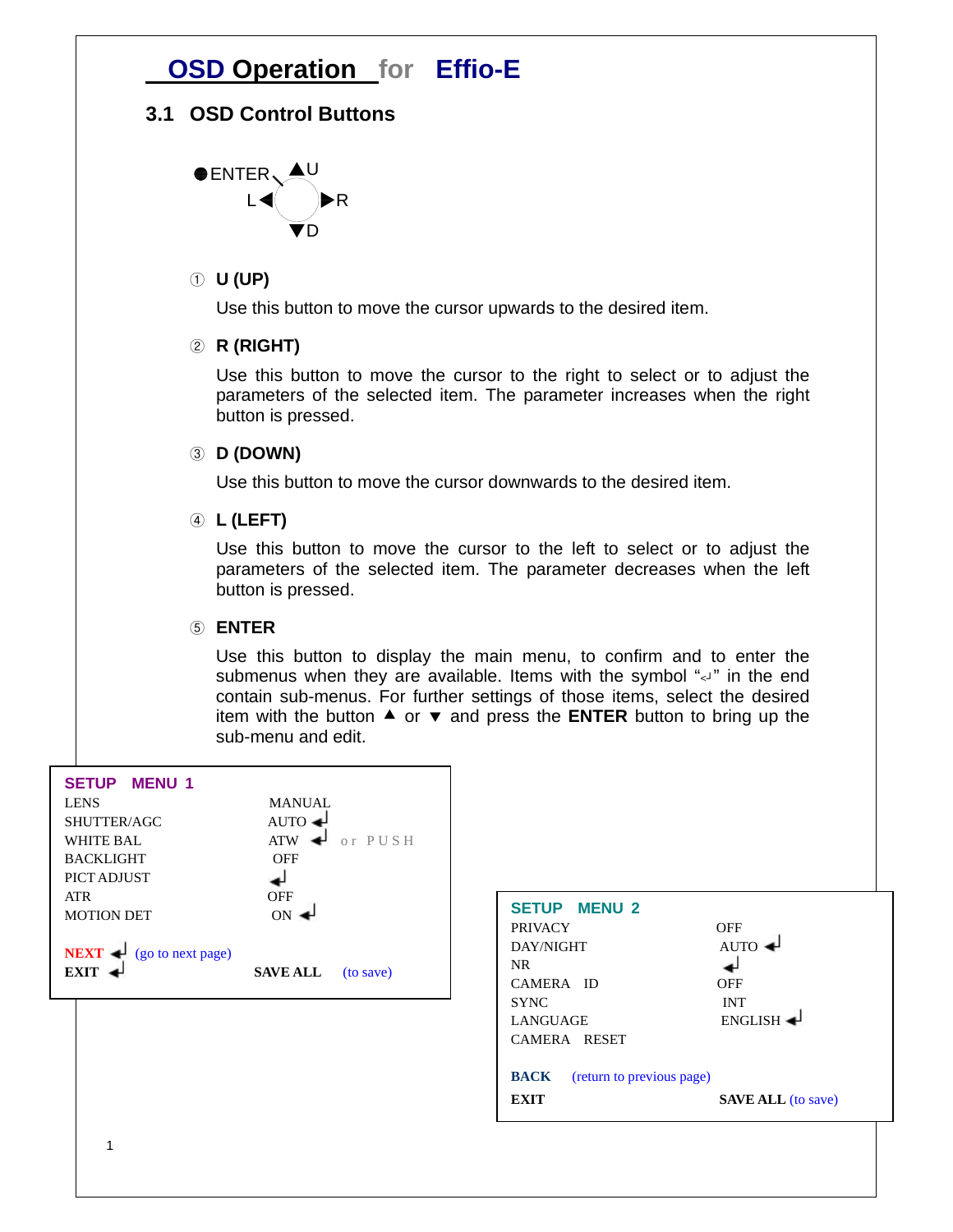# OSD Operation for Effio-E

## 3.1 OSD Control Buttons

●ENTER ▲U
L◀ ▶R
▼D

① **U (UP)**

Use this button to move the cursor upwards to the desired item.

② **R (RIGHT)**

Use this button to move the cursor to the right to select or to adjust the parameters of the selected item. The parameter increases when the right button is pressed.

③ **D (DOWN)**

Use this button to move the cursor downwards to the desired item.

④ **L (LEFT)**

Use this button to move the cursor to the left to select or to adjust the parameters of the selected item. The parameter decreases when the left button is pressed.

⑤ **ENTER**

Use this button to display the main menu, to confirm and to enter the submenus when they are available. Items with the symbol "↵" in the end contain sub-menus. For further settings of those items, select the desired item with the button ▲ or ▼ and press the **ENTER** button to bring up the sub-menu and edit.

**SETUP MENU 1**

| | |
|---|---|
| LENS | MANUAL |
| SHUTTER/AGC | AUTO ↵ |
| WHITE BAL | ATW ↵ or PUSH |
| BACKLIGHT | OFF |
| PICT ADJUST | ↵ |
| ATR | OFF |
| MOTION DET | ON ↵ |

**NEXT** ↵ (go to next page)
**EXIT** ↵ **SAVE ALL** (to save)

**SETUP MENU 2**

| | |
|---|---|
| PRIVACY | OFF |
| DAY/NIGHT | AUTO ↵ |
| NR | ↵ |
| CAMERA ID | OFF |
| SYNC | INT |
| LANGUAGE | ENGLISH ↵ |
| CAMERA RESET | |

**BACK** (return to previous page)
**EXIT** **SAVE ALL** (to save)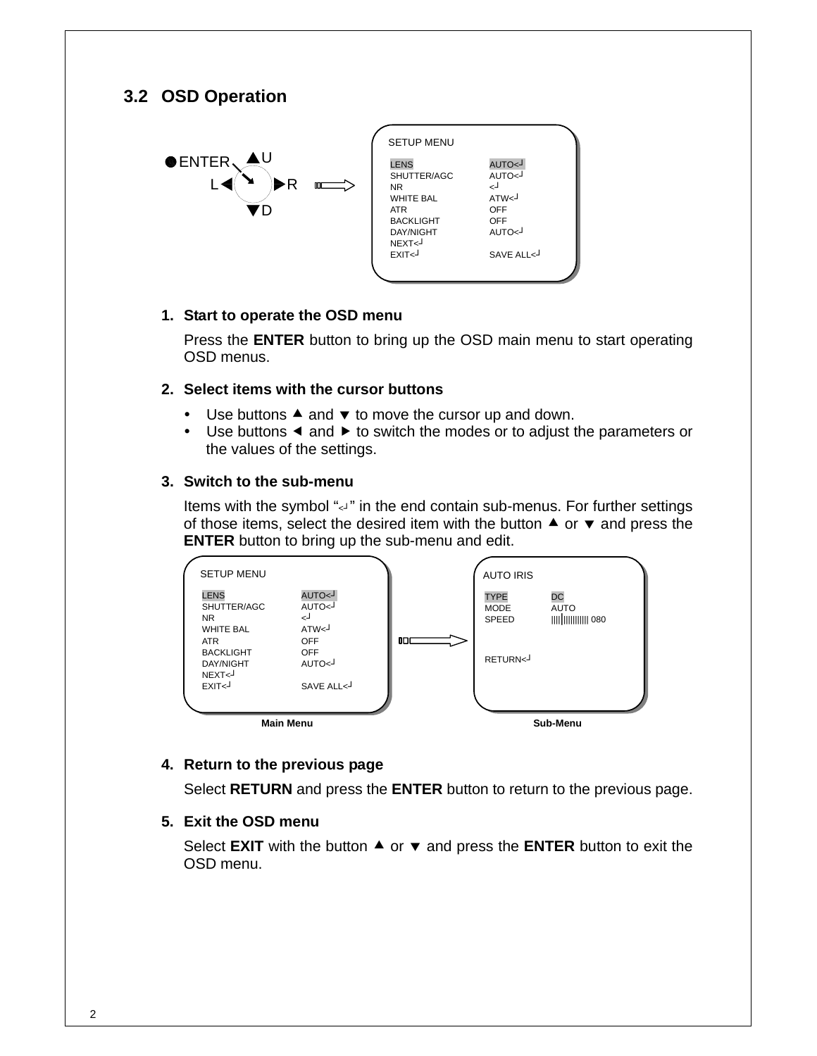## 3.2 OSD Operation

ENTER ▲U L◀ ▶R ▼D

SETUP MENU

| | |
|---|---|
| LENS | AUTO<┘ |
| SHUTTER/AGC | AUTO<┘ |
| NR | <┘ |
| WHITE BAL | ATW<┘ |
| ATR | OFF |
| BACKLIGHT | OFF |
| DAY/NIGHT | AUTO<┘ |
| NEXT<┘ | |
| EXIT<┘ | SAVE ALL<┘ |

1. **Start to operate the OSD menu**

   Press the **ENTER** button to bring up the OSD main menu to start operating OSD menus.

2. **Select items with the cursor buttons**

   - Use buttons ▲ and ▼ to move the cursor up and down.
   - Use buttons ◀ and ▶ to switch the modes or to adjust the parameters or the values of the settings.

3. **Switch to the sub-menu**

   Items with the symbol "<┘" in the end contain sub-menus. For further settings of those items, select the desired item with the button ▲ or ▼ and press the **ENTER** button to bring up the sub-menu and edit.

SETUP MENU

| | |
|---|---|
| LENS | AUTO<┘ |
| SHUTTER/AGC | AUTO<┘ |
| NR | <┘ |
| WHITE BAL | ATW<┘ |
| ATR | OFF |
| BACKLIGHT | OFF |
| DAY/NIGHT | AUTO<┘ |
| NEXT<┘ | |
| EXIT<┘ | SAVE ALL<┘ |

**Main Menu**

AUTO IRIS

| | |
|---|---|
| TYPE | DC |
| MODE | AUTO |
| SPEED | \|\|\|\|\|\|\|\|\|\|\|\|\|\|\|\| 080 |
| RETURN<┘ | |

**Sub-Menu**

4. **Return to the previous page**

   Select **RETURN** and press the **ENTER** button to return to the previous page.

5. **Exit the OSD menu**

   Select **EXIT** with the button ▲ or ▼ and press the **ENTER** button to exit the OSD menu.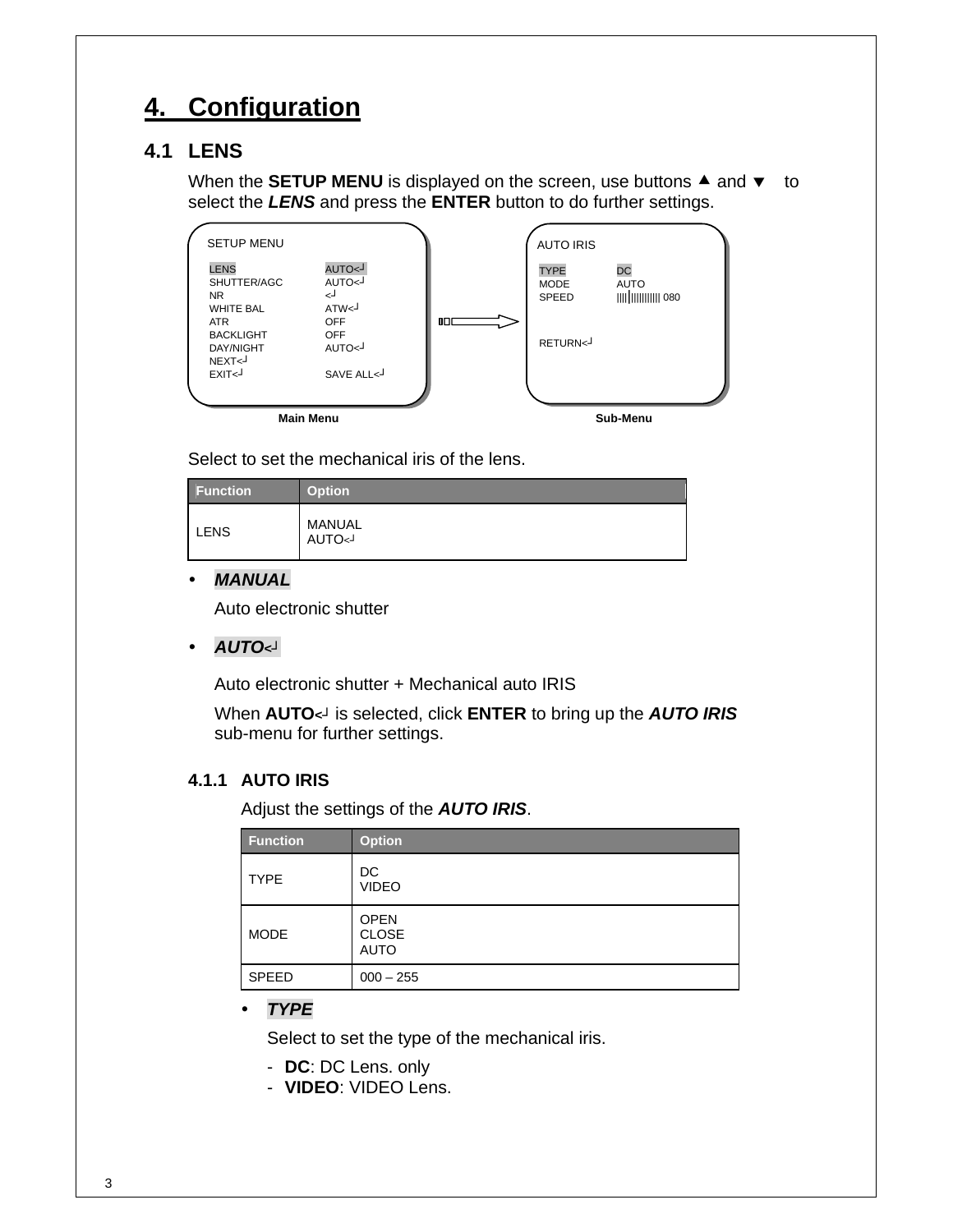# 4. Configuration

## 4.1 LENS

When the **SETUP MENU** is displayed on the screen, use buttons ▲ and ▼ to select the ***LENS*** and press the **ENTER** button to do further settings.

```
SETUP MENU

LENS              AUTO<┘
SHUTTER/AGC       AUTO<┘
NR                <┘
WHITE BAL         ATW<┘
ATR               OFF
BACKLIGHT         OFF
DAY/NIGHT         AUTO<┘
NEXT<┘
EXIT<┘            SAVE ALL<┘
```

Main Menu

```
AUTO IRIS

TYPE       DC
MODE       AUTO
SPEED      ||||||||||||||||| 080

RETURN<┘
```

Sub-Menu

Select to set the mechanical iris of the lens.

| Function | Option |
| --- | --- |
| LENS | MANUAL<br>AUTO<┘ |

- ***MANUAL***

  Auto electronic shutter

- ***AUTO<┘***

  Auto electronic shutter + Mechanical auto IRIS

  When **AUTO<┘** is selected, click **ENTER** to bring up the ***AUTO IRIS*** sub-menu for further settings.

### 4.1.1 AUTO IRIS

Adjust the settings of the ***AUTO IRIS***.

| Function | Option |
| --- | --- |
| TYPE | DC<br>VIDEO |
| MODE | OPEN<br>CLOSE<br>AUTO |
| SPEED | 000 – 255 |

- ***TYPE***

  Select to set the type of the mechanical iris.

  - **DC**: DC Lens. only
  - **VIDEO**: VIDEO Lens.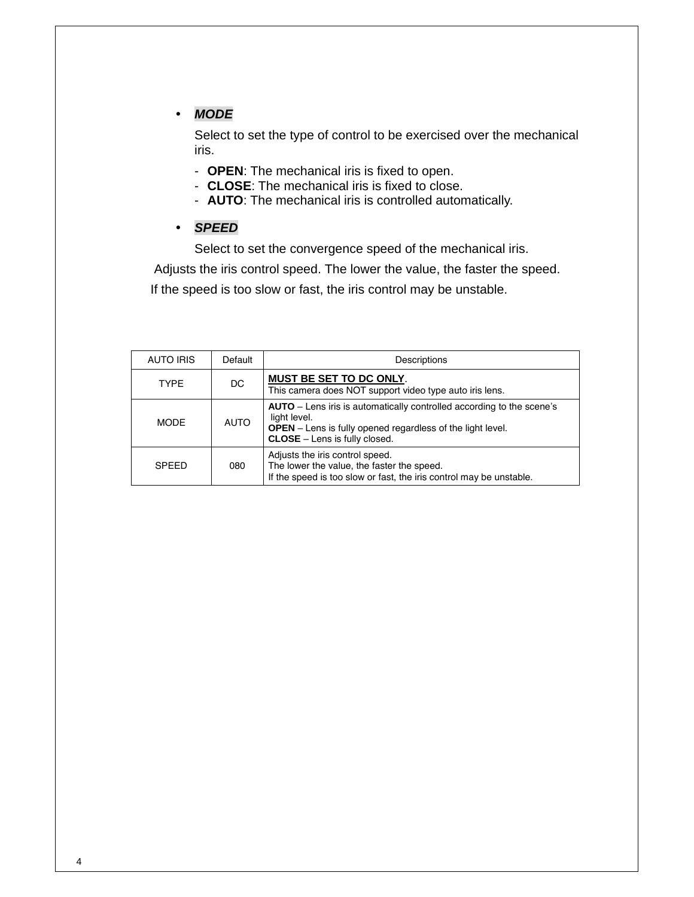- ***MODE***

  Select to set the type of control to be exercised over the mechanical iris.

  - **OPEN**: The mechanical iris is fixed to open.
  - **CLOSE**: The mechanical iris is fixed to close.
  - **AUTO**: The mechanical iris is controlled automatically.

- ***SPEED***

  Select to set the convergence speed of the mechanical iris.

Adjusts the iris control speed. The lower the value, the faster the speed.

If the speed is too slow or fast, the iris control may be unstable.

| AUTO IRIS | Default | Descriptions |
| --- | --- | --- |
| TYPE | DC | **MUST BE SET TO DC ONLY**.<br>This camera does NOT support video type auto iris lens. |
| MODE | AUTO | **AUTO** – Lens iris is automatically controlled according to the scene's light level.<br>**OPEN** – Lens is fully opened regardless of the light level.<br>**CLOSE** – Lens is fully closed. |
| SPEED | 080 | Adjusts the iris control speed.<br>The lower the value, the faster the speed.<br>If the speed is too slow or fast, the iris control may be unstable. |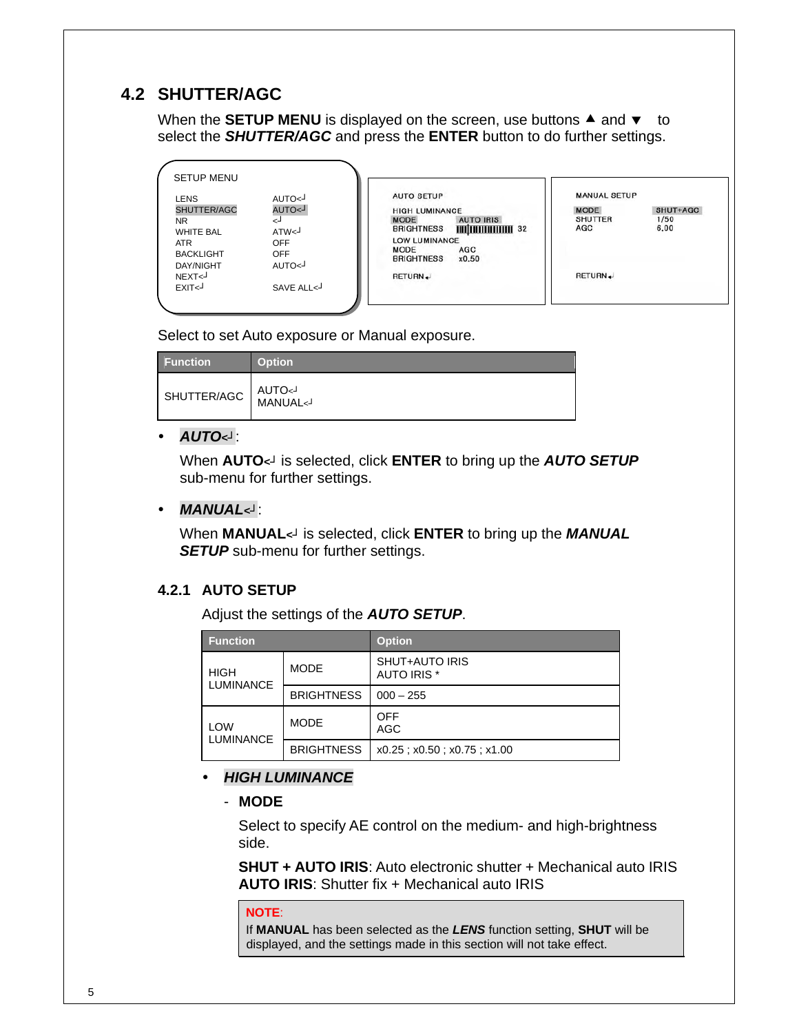## 4.2 SHUTTER/AGC

When the **SETUP MENU** is displayed on the screen, use buttons ▲ and ▼ to select the ***SHUTTER/AGC*** and press the **ENTER** button to do further settings.

```
SETUP MENU

LENS            AUTO<┘
SHUTTER/AGC     AUTO<┘
NR              <┘
WHITE BAL       ATW<┘
ATR             OFF
BACKLIGHT       OFF
DAY/NIGHT       AUTO<┘
NEXT<┘
EXIT<┘          SAVE ALL<┘
```

```
AUTO SETUP
HIGH LUMINANCE
MODE            AUTO IRIS
BRIGHTNESS      ||||||||||||||| 32
LOW LUMINANCE
MODE            AGC
BRIGHTNESS      x0.50
RETURN↵
```

```
MANUAL SETUP
MODE            SHUT+AGC
SHUTTER         1/50
AGC             6.00

RETURN↵
```

Select to set Auto exposure or Manual exposure.

| Function | Option |
| --- | --- |
| SHUTTER/AGC | AUTO<┘<br>MANUAL<┘ |

- ***AUTO<┘*** :

  When **AUTO<┘** is selected, click **ENTER** to bring up the ***AUTO SETUP*** sub-menu for further settings.

- ***MANUAL<┘*** :

  When **MANUAL<┘** is selected, click **ENTER** to bring up the ***MANUAL SETUP*** sub-menu for further settings.

### 4.2.1 AUTO SETUP

Adjust the settings of the ***AUTO SETUP***.

| Function | | Option |
| --- | --- | --- |
| HIGH LUMINANCE | MODE | SHUT+AUTO IRIS<br>AUTO IRIS * |
| | BRIGHTNESS | 000 – 255 |
| LOW LUMINANCE | MODE | OFF<br>AGC |
| | BRIGHTNESS | x0.25 ; x0.50 ; x0.75 ; x1.00 |

- ***HIGH LUMINANCE***

  - **MODE**

    Select to specify AE control on the medium- and high-brightness side.

    **SHUT + AUTO IRIS**: Auto electronic shutter + Mechanical auto IRIS
    **AUTO IRIS**: Shutter fix + Mechanical auto IRIS

    > **NOTE**:
    > If **MANUAL** has been selected as the ***LENS*** function setting, **SHUT** will be displayed, and the settings made in this section will not take effect.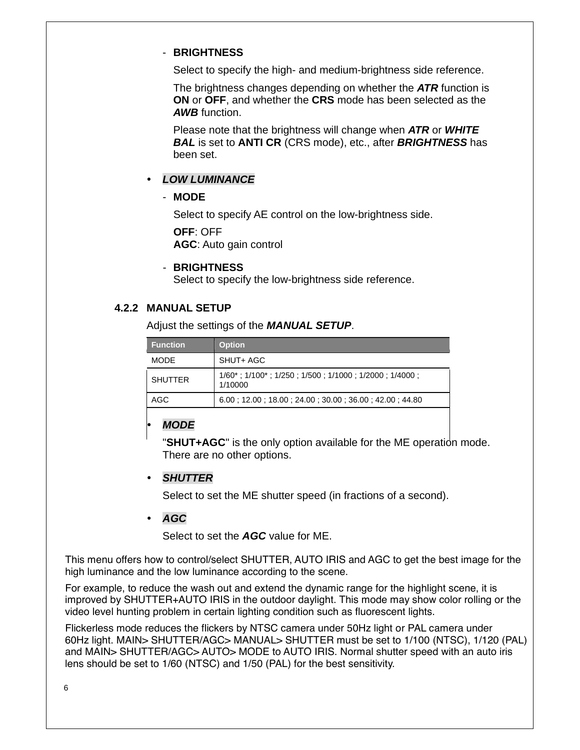- **BRIGHTNESS**

  Select to specify the high- and medium-brightness side reference.

  The brightness changes depending on whether the ***ATR*** function is **ON** or **OFF**, and whether the **CRS** mode has been selected as the ***AWB*** function.

  Please note that the brightness will change when ***ATR*** or ***WHITE BAL*** is set to **ANTI CR** (CRS mode), etc., after ***BRIGHTNESS*** has been set.

- ***LOW LUMINANCE***

  - **MODE**

    Select to specify AE control on the low-brightness side.

    **OFF**: OFF
    **AGC**: Auto gain control

  - **BRIGHTNESS**
    Select to specify the low-brightness side reference.

### 4.2.2 MANUAL SETUP

Adjust the settings of the ***MANUAL SETUP***.

| Function | Option |
| --- | --- |
| MODE | SHUT+ AGC |
| SHUTTER | 1/60* ; 1/100* ; 1/250 ; 1/500 ; 1/1000 ; 1/2000 ; 1/4000 ; 1/10000 |
| AGC | 6.00 ; 12.00 ; 18.00 ; 24.00 ; 30.00 ; 36.00 ; 42.00 ; 44.80 |

- ***MODE***

  "**SHUT+AGC**" is the only option available for the ME operation mode. There are no other options.

- ***SHUTTER***

  Select to set the ME shutter speed (in fractions of a second).

- ***AGC***

  Select to set the ***AGC*** value for ME.

This menu offers how to control/select SHUTTER, AUTO IRIS and AGC to get the best image for the high luminance and the low luminance according to the scene.

For example, to reduce the wash out and extend the dynamic range for the highlight scene, it is improved by SHUTTER+AUTO IRIS in the outdoor daylight. This mode may show color rolling or the video level hunting problem in certain lighting condition such as fluorescent lights.

Flickerless mode reduces the flickers by NTSC camera under 50Hz light or PAL camera under 60Hz light. MAIN> SHUTTER/AGC> MANUAL> SHUTTER must be set to 1/100 (NTSC), 1/120 (PAL) and MAIN> SHUTTER/AGC> AUTO> MODE to AUTO IRIS. Normal shutter speed with an auto iris lens should be set to 1/60 (NTSC) and 1/50 (PAL) for the best sensitivity.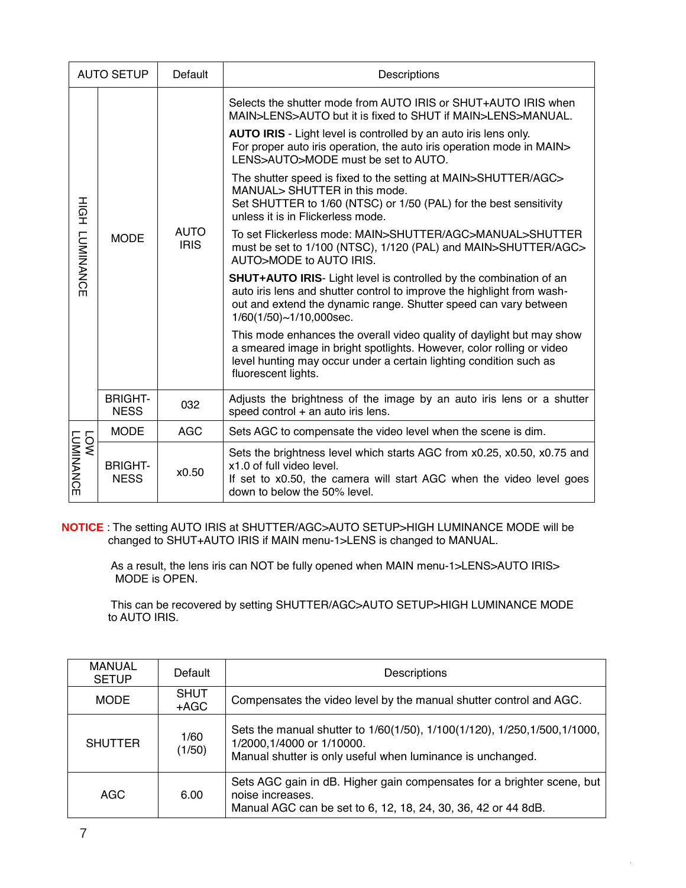| AUTO SETUP | | Default | Descriptions |
|---|---|---|---|
| HIGH LUMINANCE | MODE | AUTO IRIS | Selects the shutter mode from AUTO IRIS or SHUT+AUTO IRIS when MAIN>LENS>AUTO but it is fixed to SHUT if MAIN>LENS>MANUAL.<br>**AUTO IRIS** - Light level is controlled by an auto iris lens only. For proper auto iris operation, the auto iris operation mode in MAIN> LENS>AUTO>MODE must be set to AUTO.<br>The shutter speed is fixed to the setting at MAIN>SHUTTER/AGC> MANUAL> SHUTTER in this mode. Set SHUTTER to 1/60 (NTSC) or 1/50 (PAL) for the best sensitivity unless it is in Flickerless mode.<br>To set Flickerless mode: MAIN>SHUTTER/AGC>MANUAL>SHUTTER must be set to 1/100 (NTSC), 1/120 (PAL) and MAIN>SHUTTER/AGC> AUTO>MODE to AUTO IRIS.<br>**SHUT+AUTO IRIS**- Light level is controlled by the combination of an auto iris lens and shutter control to improve the highlight from wash-out and extend the dynamic range. Shutter speed can vary between 1/60(1/50)~1/10,000sec.<br>This mode enhances the overall video quality of daylight but may show a smeared image in bright spotlights. However, color rolling or video level hunting may occur under a certain lighting condition such as fluorescent lights. |
| | BRIGHT-NESS | 032 | Adjusts the brightness of the image by an auto iris lens or a shutter speed control + an auto iris lens. |
| LOW LUMINANCE | MODE | AGC | Sets AGC to compensate the video level when the scene is dim. |
| | BRIGHT-NESS | x0.50 | Sets the brightness level which starts AGC from x0.25, x0.50, x0.75 and x1.0 of full video level.<br>If set to x0.50, the camera will start AGC when the video level goes down to below the 50% level. |

**NOTICE** : The setting AUTO IRIS at SHUTTER/AGC>AUTO SETUP>HIGH LUMINANCE MODE will be changed to SHUT+AUTO IRIS if MAIN menu-1>LENS is changed to MANUAL.

As a result, the lens iris can NOT be fully opened when MAIN menu-1>LENS>AUTO IRIS> MODE is OPEN.

This can be recovered by setting SHUTTER/AGC>AUTO SETUP>HIGH LUMINANCE MODE to AUTO IRIS.

| MANUAL SETUP | Default | Descriptions |
|---|---|---|
| MODE | SHUT +AGC | Compensates the video level by the manual shutter control and AGC. |
| SHUTTER | 1/60 (1/50) | Sets the manual shutter to 1/60(1/50), 1/100(1/120), 1/250,1/500,1/1000, 1/2000,1/4000 or 1/10000.<br>Manual shutter is only useful when luminance is unchanged. |
| AGC | 6.00 | Sets AGC gain in dB. Higher gain compensates for a brighter scene, but noise increases.<br>Manual AGC can be set to 6, 12, 18, 24, 30, 36, 42 or 44 8dB. |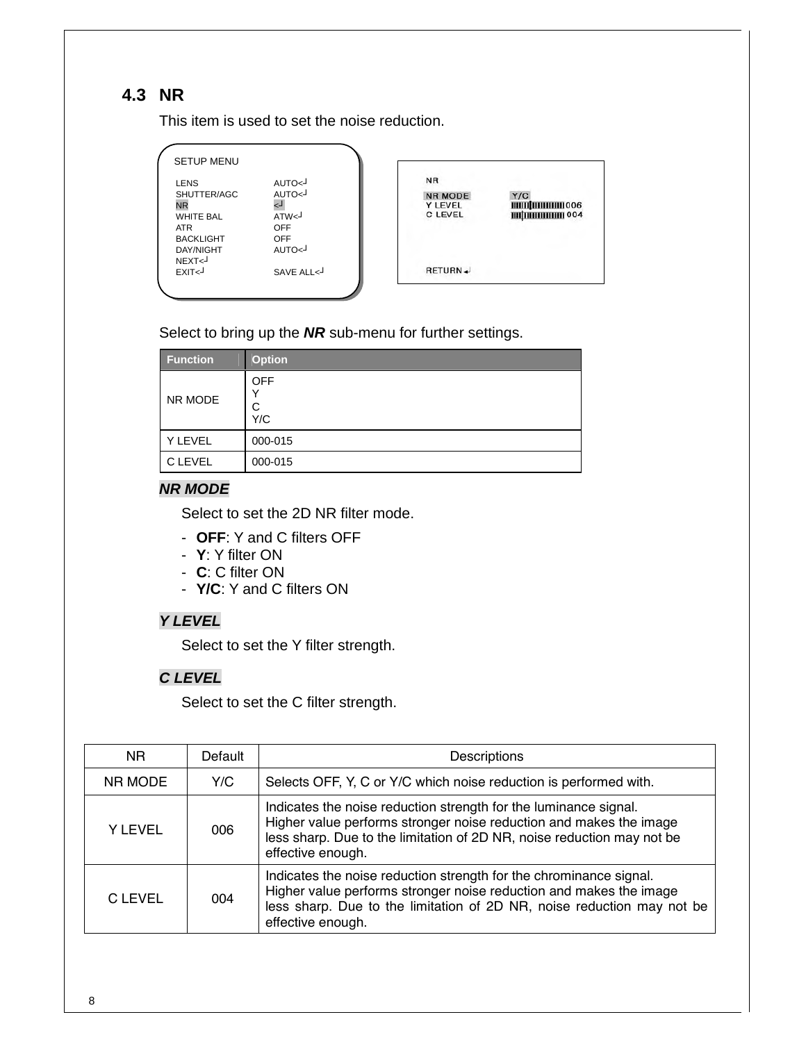## 4.3 NR

This item is used to set the noise reduction.

```
SETUP MENU

LENS            AUTO<┘
SHUTTER/AGC     AUTO<┘
NR              <┘
WHITE BAL       ATW<┘
ATR             OFF
BACKLIGHT       OFF
DAY/NIGHT       AUTO<┘
NEXT<┘
EXIT<┘          SAVE ALL<┘
```

```
NR

NR MODE         Y/C
Y LEVEL         006
C LEVEL         004

RETURN
```

Select to bring up the ***NR*** sub-menu for further settings.

| Function | Option |
|---|---|
| NR MODE | OFF<br>Y<br>C<br>Y/C |
| Y LEVEL | 000-015 |
| C LEVEL | 000-015 |

***NR MODE***

Select to set the 2D NR filter mode.

- **OFF**: Y and C filters OFF
- **Y**: Y filter ON
- **C**: C filter ON
- **Y/C**: Y and C filters ON

***Y LEVEL***

Select to set the Y filter strength.

***C LEVEL***

Select to set the C filter strength.

| NR | Default | Descriptions |
|---|---|---|
| NR MODE | Y/C | Selects OFF, Y, C or Y/C which noise reduction is performed with. |
| Y LEVEL | 006 | Indicates the noise reduction strength for the luminance signal. Higher value performs stronger noise reduction and makes the image less sharp. Due to the limitation of 2D NR, noise reduction may not be effective enough. |
| C LEVEL | 004 | Indicates the noise reduction strength for the chrominance signal. Higher value performs stronger noise reduction and makes the image less sharp. Due to the limitation of 2D NR, noise reduction may not be effective enough. |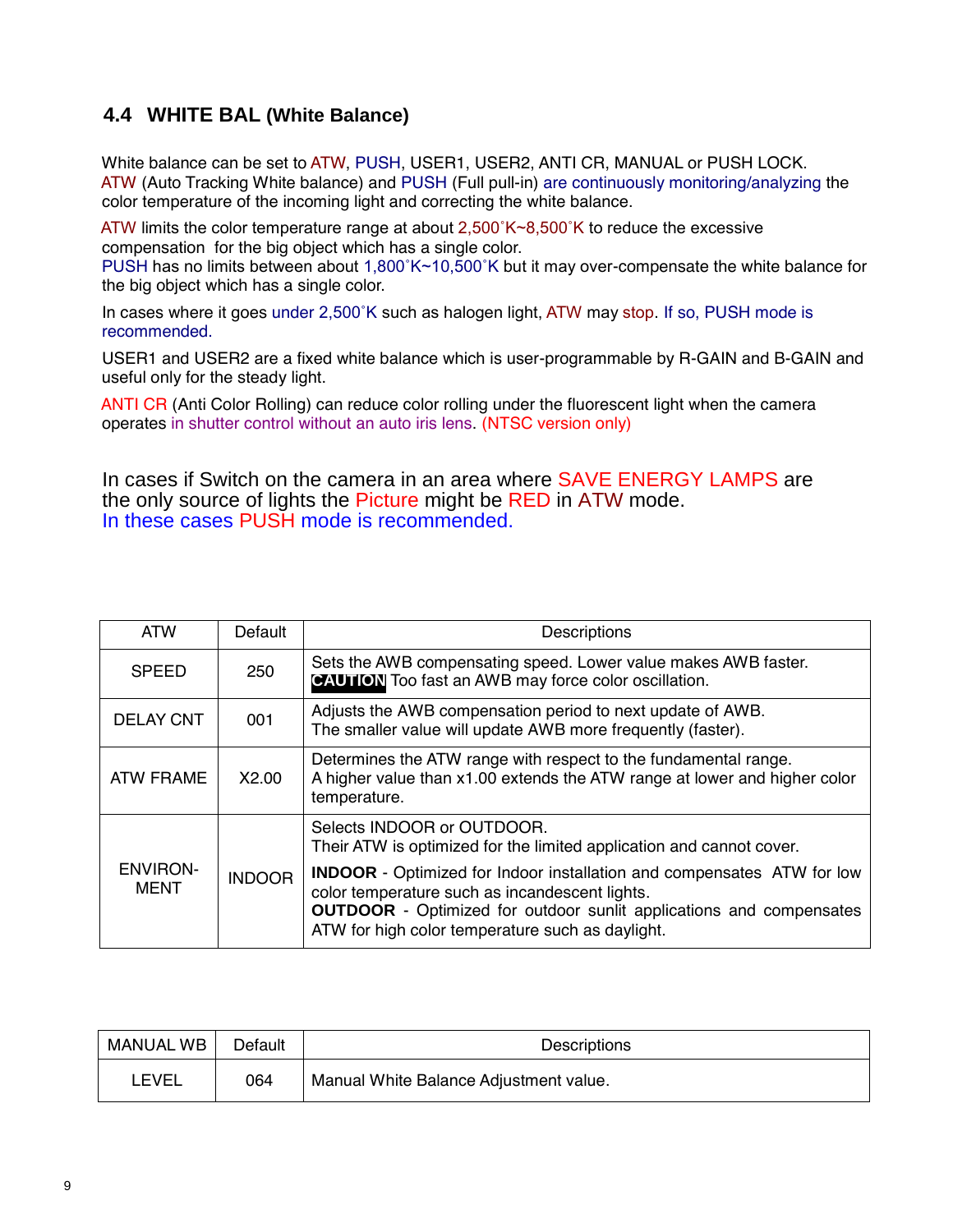## 4.4 WHITE BAL (White Balance)

White balance can be set to ATW, PUSH, USER1, USER2, ANTI CR, MANUAL or PUSH LOCK.
ATW (Auto Tracking White balance) and PUSH (Full pull-in) are continuously monitoring/analyzing the color temperature of the incoming light and correcting the white balance.

ATW limits the color temperature range at about 2,500˚K~8,500˚K to reduce the excessive compensation for the big object which has a single color.
PUSH has no limits between about 1,800˚K~10,500˚K but it may over-compensate the white balance for the big object which has a single color.

In cases where it goes under 2,500˚K such as halogen light, ATW may stop. If so, PUSH mode is recommended.

USER1 and USER2 are a fixed white balance which is user-programmable by R-GAIN and B-GAIN and useful only for the steady light.

ANTI CR (Anti Color Rolling) can reduce color rolling under the fluorescent light when the camera operates in shutter control without an auto iris lens. (NTSC version only)

In cases if Switch on the camera in an area where SAVE ENERGY LAMPS are the only source of lights the Picture might be RED in ATW mode.
In these cases PUSH mode is recommended.

| ATW | Default | Descriptions |
|---|---|---|
| SPEED | 250 | Sets the AWB compensating speed. Lower value makes AWB faster.<br>**CAUTION** Too fast an AWB may force color oscillation. |
| DELAY CNT | 001 | Adjusts the AWB compensation period to next update of AWB.<br>The smaller value will update AWB more frequently (faster). |
| ATW FRAME | X2.00 | Determines the ATW range with respect to the fundamental range.<br>A higher value than x1.00 extends the ATW range at lower and higher color temperature. |
| ENVIRON-MENT | INDOOR | Selects INDOOR or OUTDOOR.<br>Their ATW is optimized for the limited application and cannot cover.<br>**INDOOR** - Optimized for Indoor installation and compensates ATW for low color temperature such as incandescent lights.<br>**OUTDOOR** - Optimized for outdoor sunlit applications and compensates ATW for high color temperature such as daylight. |

| MANUAL WB | Default | Descriptions |
|---|---|---|
| LEVEL | 064 | Manual White Balance Adjustment value. |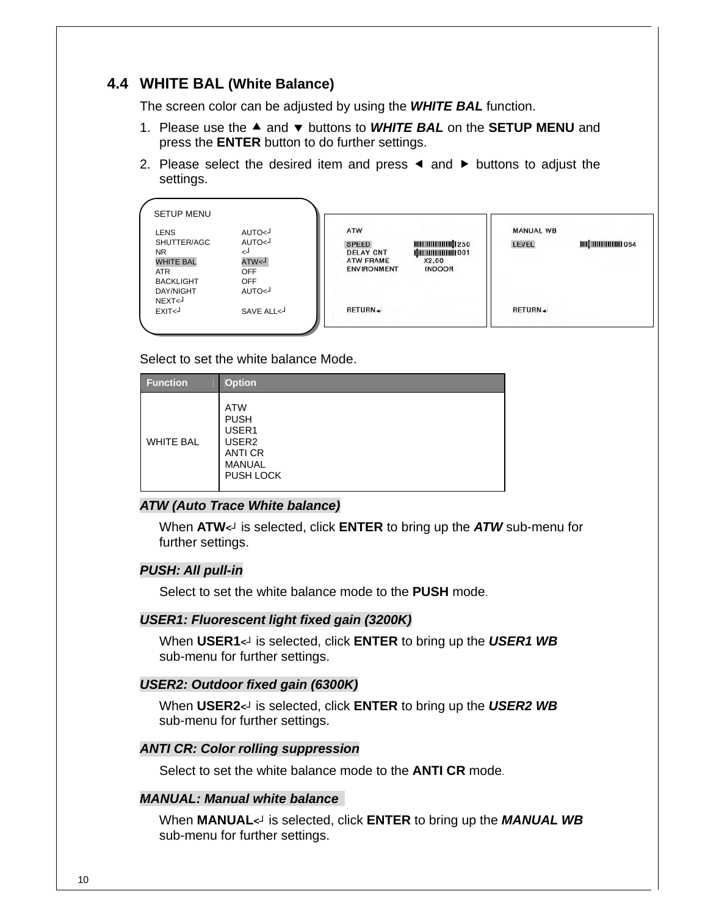## 4.4 WHITE BAL (White Balance)

The screen color can be adjusted by using the ***WHITE BAL*** function.

1. Please use the ▲ and ▼ buttons to ***WHITE BAL*** on the **SETUP MENU** and press the **ENTER** button to do further settings.
2. Please select the desired item and press ◄ and ► buttons to adjust the settings.

```
SETUP MENU

LENS            AUTO<┘
SHUTTER/AGC     AUTO<┘
NR              <┘
WHITE BAL       ATW<┘
ATR             OFF
BACKLIGHT       OFF
DAY/NIGHT       AUTO<┘
NEXT<┘
EXIT<┘          SAVE ALL<┘
```

```
ATW

SPEED           250
DELAY CNT       001
ATW FRAME       X2.00
ENVIRONMENT     INDOOR

RETURN<┘
```

```
MANUAL WB

LEVEL           064

RETURN<┘
```

Select to set the white balance Mode.

| Function | Option |
|---|---|
| WHITE BAL | ATW<br>PUSH<br>USER1<br>USER2<br>ANTI CR<br>MANUAL<br>PUSH LOCK |

***ATW (Auto Trace White balance)***

When **ATW**<┘ is selected, click **ENTER** to bring up the ***ATW*** sub-menu for further settings.

***PUSH: All pull-in***

Select to set the white balance mode to the **PUSH** mode.

***USER1: Fluorescent light fixed gain (3200K)***

When **USER1**<┘ is selected, click **ENTER** to bring up the ***USER1 WB*** sub-menu for further settings.

***USER2: Outdoor fixed gain (6300K)***

When **USER2**<┘ is selected, click **ENTER** to bring up the ***USER2 WB*** sub-menu for further settings.

***ANTI CR: Color rolling suppression***

Select to set the white balance mode to the **ANTI CR** mode.

***MANUAL: Manual white balance***

When **MANUAL**<┘ is selected, click **ENTER** to bring up the ***MANUAL WB*** sub-menu for further settings.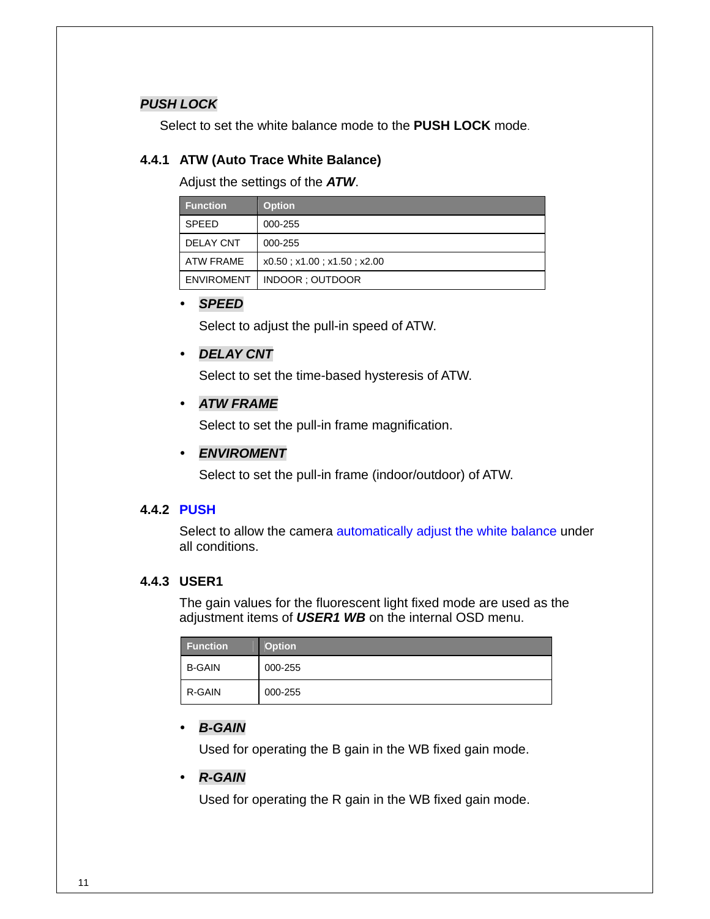***PUSH LOCK***

Select to set the white balance mode to the **PUSH LOCK** mode.

### 4.4.1 ATW (Auto Trace White Balance)

Adjust the settings of the ***ATW***.

| Function | Option |
| --- | --- |
| SPEED | 000-255 |
| DELAY CNT | 000-255 |
| ATW FRAME | x0.50 ; x1.00 ; x1.50 ; x2.00 |
| ENVIROMENT | INDOOR ; OUTDOOR |

- ***SPEED***

  Select to adjust the pull-in speed of ATW.

- ***DELAY CNT***

  Select to set the time-based hysteresis of ATW.

- ***ATW FRAME***

  Select to set the pull-in frame magnification.

- ***ENVIROMENT***

  Select to set the pull-in frame (indoor/outdoor) of ATW.

### 4.4.2 PUSH

Select to allow the camera automatically adjust the white balance under all conditions.

### 4.4.3 USER1

The gain values for the fluorescent light fixed mode are used as the adjustment items of ***USER1 WB*** on the internal OSD menu.

| Function | Option |
| --- | --- |
| B-GAIN | 000-255 |
| R-GAIN | 000-255 |

- ***B-GAIN***

  Used for operating the B gain in the WB fixed gain mode.

- ***R-GAIN***

  Used for operating the R gain in the WB fixed gain mode.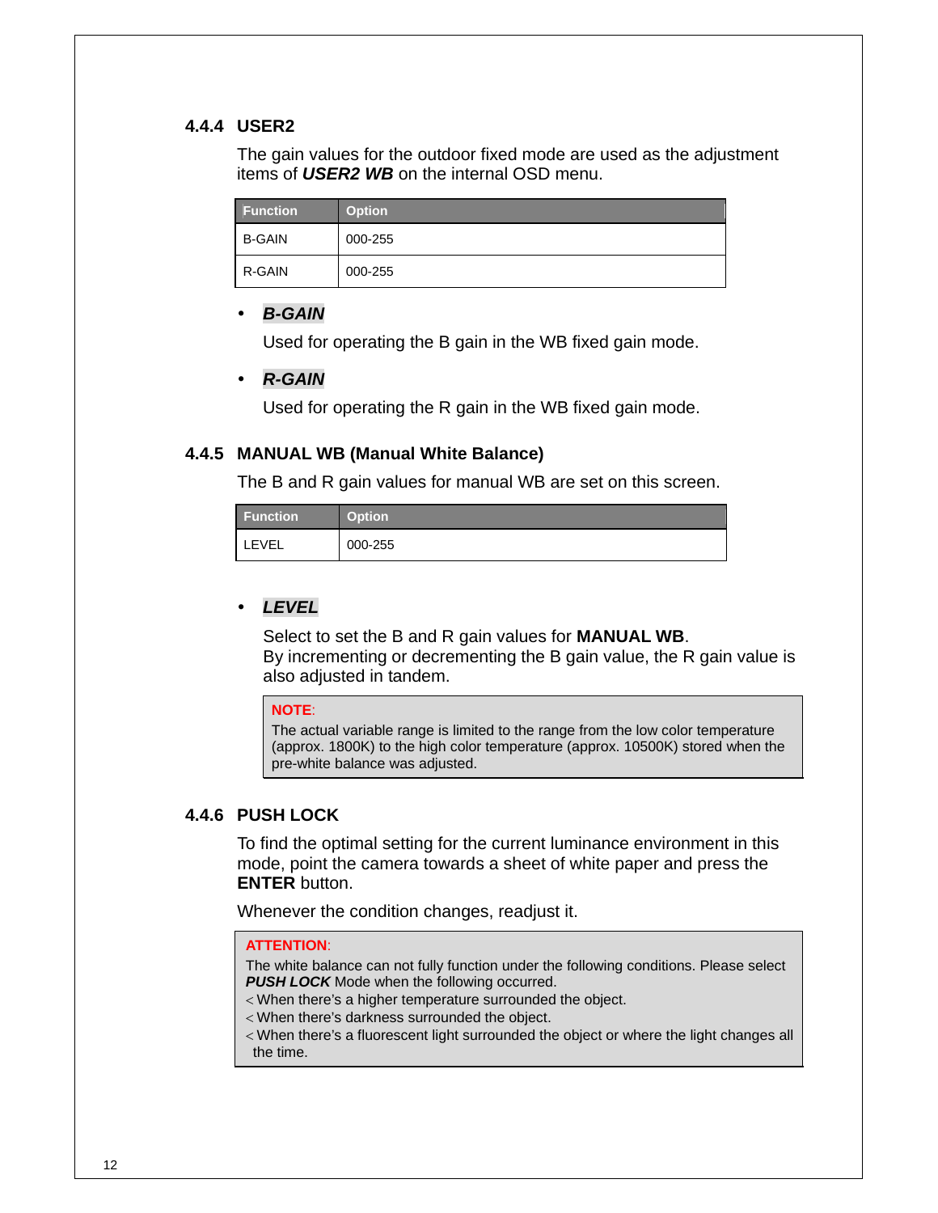### 4.4.4 USER2

The gain values for the outdoor fixed mode are used as the adjustment items of ***USER2 WB*** on the internal OSD menu.

| Function | Option |
|---|---|
| B-GAIN | 000-255 |
| R-GAIN | 000-255 |

- ***B-GAIN***

  Used for operating the B gain in the WB fixed gain mode.

- ***R-GAIN***

  Used for operating the R gain in the WB fixed gain mode.

### 4.4.5 MANUAL WB (Manual White Balance)

The B and R gain values for manual WB are set on this screen.

| Function | Option |
|---|---|
| LEVEL | 000-255 |

- ***LEVEL***

  Select to set the B and R gain values for **MANUAL WB**.
  By incrementing or decrementing the B gain value, the R gain value is also adjusted in tandem.

> **NOTE**:
> The actual variable range is limited to the range from the low color temperature (approx. 1800K) to the high color temperature (approx. 10500K) stored when the pre-white balance was adjusted.

### 4.4.6 PUSH LOCK

To find the optimal setting for the current luminance environment in this mode, point the camera towards a sheet of white paper and press the **ENTER** button.

Whenever the condition changes, readjust it.

> **ATTENTION**:
> The white balance can not fully function under the following conditions. Please select ***PUSH LOCK*** Mode when the following occurred.
> < When there's a higher temperature surrounded the object.
> < When there's darkness surrounded the object.
> < When there's a fluorescent light surrounded the object or where the light changes all the time.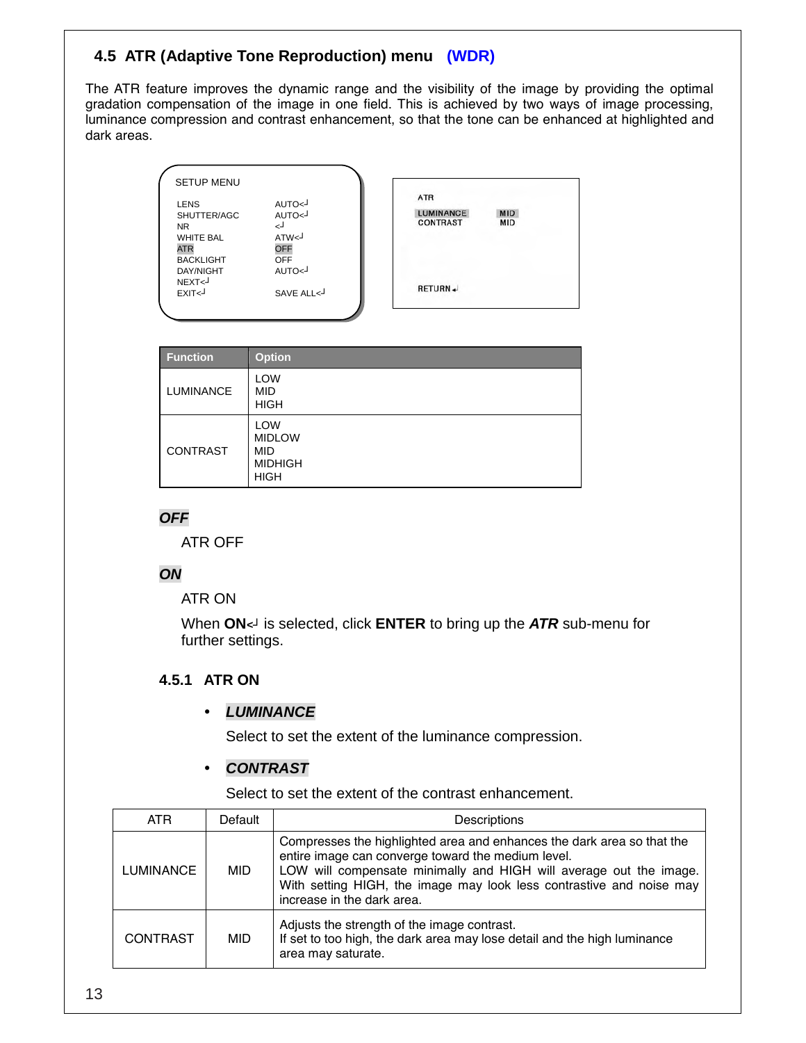## 4.5 ATR (Adaptive Tone Reproduction) menu (WDR)

The ATR feature improves the dynamic range and the visibility of the image by providing the optimal gradation compensation of the image in one field. This is achieved by two ways of image processing, luminance compression and contrast enhancement, so that the tone can be enhanced at highlighted and dark areas.

```
SETUP MENU

LENS            AUTO<┘
SHUTTER/AGC     AUTO<┘
NR              <┘
WHITE BAL       ATW<┘
ATR             OFF
BACKLIGHT       OFF
DAY/NIGHT       AUTO<┘
NEXT<┘
EXIT<┘          SAVE ALL<┘
```

```
ATR

LUMINANCE       MID
CONTRAST        MID

RETURN<┘
```

| Function | Option |
|---|---|
| LUMINANCE | LOW<br>MID<br>HIGH |
| CONTRAST | LOW<br>MIDLOW<br>MID<br>MIDHIGH<br>HIGH |

***OFF***

ATR OFF

***ON***

ATR ON

When **ON**<┘ is selected, click **ENTER** to bring up the ***ATR*** sub-menu for further settings.

### 4.5.1 ATR ON

- ***LUMINANCE***

  Select to set the extent of the luminance compression.

- ***CONTRAST***

  Select to set the extent of the contrast enhancement.

| ATR | Default | Descriptions |
|---|---|---|
| LUMINANCE | MID | Compresses the highlighted area and enhances the dark area so that the entire image can converge toward the medium level.<br>LOW will compensate minimally and HIGH will average out the image. With setting HIGH, the image may look less contrastive and noise may increase in the dark area. |
| CONTRAST | MID | Adjusts the strength of the image contrast.<br>If set to too high, the dark area may lose detail and the high luminance area may saturate. |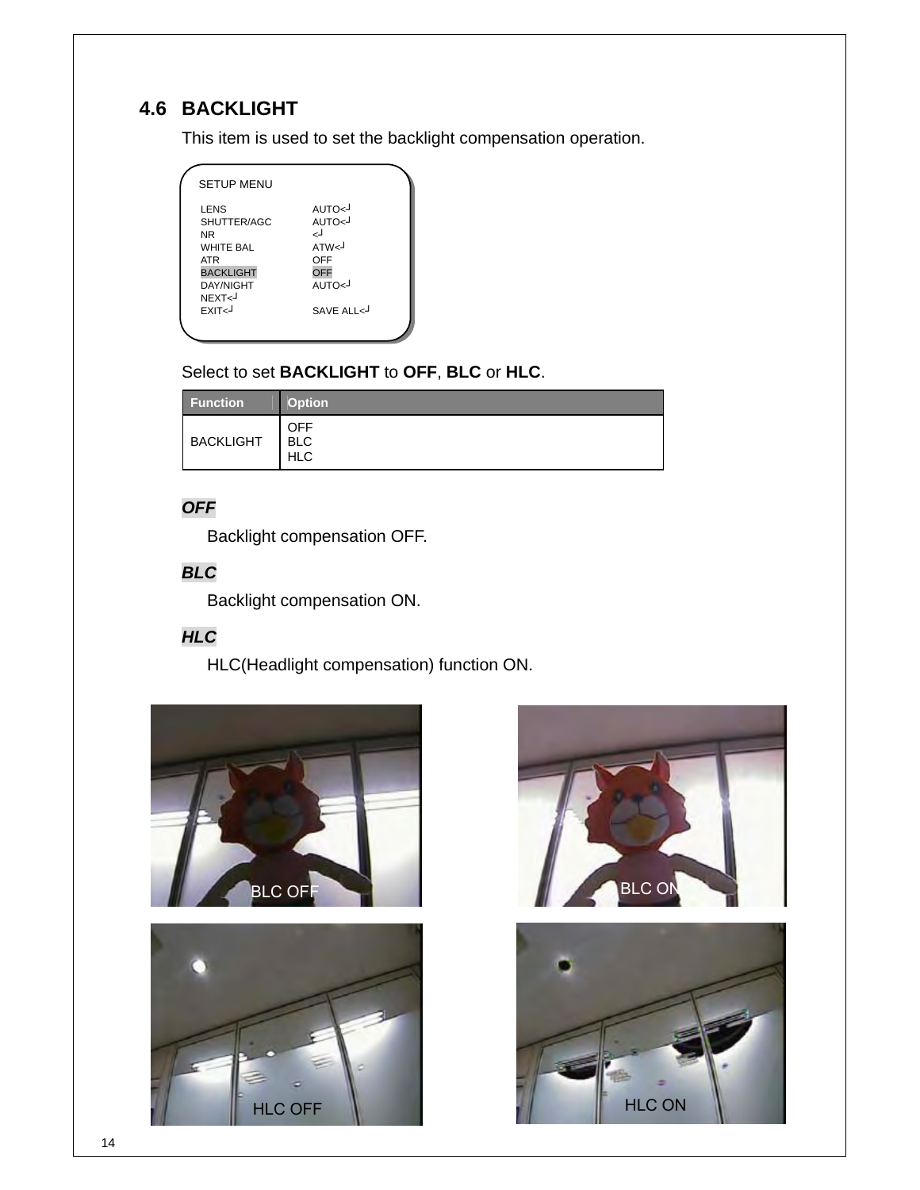## 4.6 BACKLIGHT

This item is used to set the backlight compensation operation.

```
SETUP MENU

LENS            AUTO<┘
SHUTTER/AGC     AUTO<┘
NR              <┘
WHITE BAL       ATW<┘
ATR             OFF
BACKLIGHT       OFF
DAY/NIGHT       AUTO<┘
NEXT<┘
EXIT<┘          SAVE ALL<┘
```

Select to set **BACKLIGHT** to **OFF**, **BLC** or **HLC**.

| Function | Option |
|---|---|
| BACKLIGHT | OFF<br>BLC<br>HLC |

***OFF***

Backlight compensation OFF.

***BLC***

Backlight compensation ON.

***HLC***

HLC(Headlight compensation) function ON.

BLC OFF

BLC ON

HLC OFF

HLC ON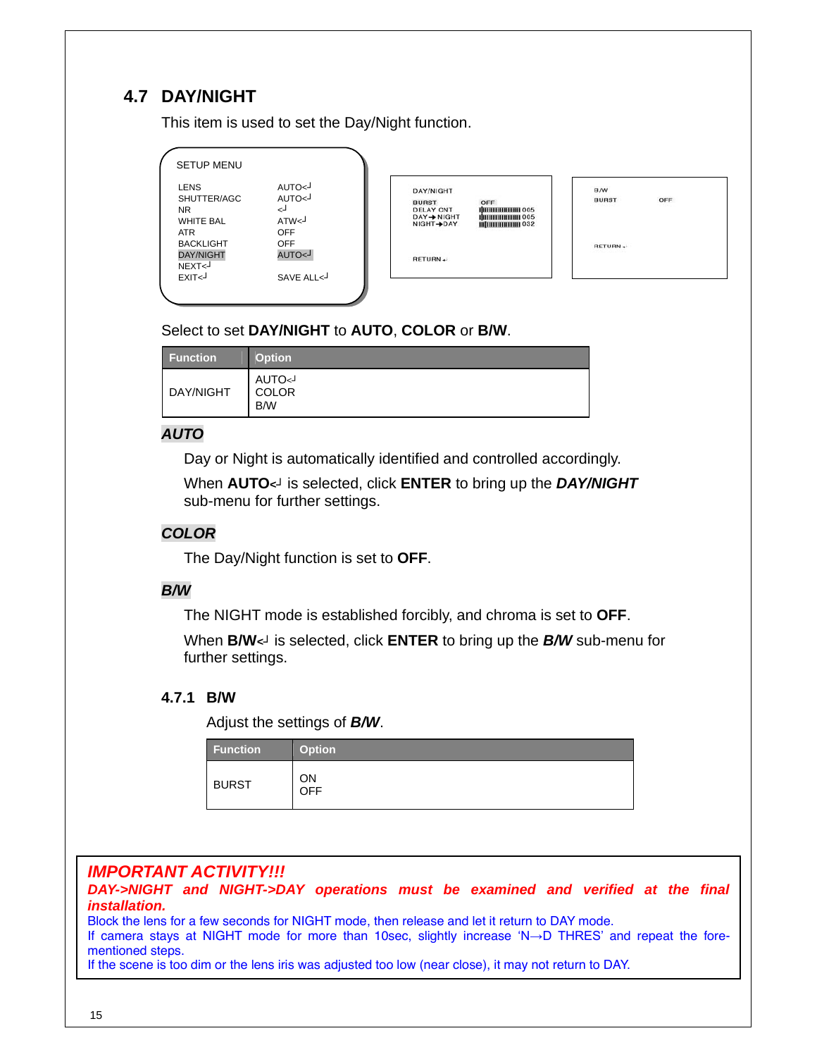## 4.7 DAY/NIGHT

This item is used to set the Day/Night function.

```
SETUP MENU

LENS            AUTO<┘
SHUTTER/AGC     AUTO<┘
NR              <┘
WHITE BAL       ATW<┘
ATR             OFF
BACKLIGHT       OFF
DAY/NIGHT       AUTO<┘
NEXT<┘
EXIT<┘          SAVE ALL<┘
```

```
DAY/NIGHT
BURST           OFF
DELAY CNT       005
DAY→NIGHT       005
NIGHT→DAY       032

RETURN<┘
```

```
B/W
BURST           OFF

RETURN<┘
```

Select to set **DAY/NIGHT** to **AUTO**, **COLOR** or **B/W**.

| Function | Option |
|---|---|
| DAY/NIGHT | AUTO<┘<br>COLOR<br>B/W |

***AUTO***

Day or Night is automatically identified and controlled accordingly.

When **AUTO**<┘ is selected, click **ENTER** to bring up the ***DAY/NIGHT*** sub-menu for further settings.

***COLOR***

The Day/Night function is set to **OFF**.

***B/W***

The NIGHT mode is established forcibly, and chroma is set to **OFF**.

When **B/W**<┘ is selected, click **ENTER** to bring up the ***B/W*** sub-menu for further settings.

### 4.7.1 B/W

Adjust the settings of ***B/W***.

| Function | Option |
|---|---|
| BURST | ON<br>OFF |

***IMPORTANT ACTIVITY!!!***

***DAY->NIGHT and NIGHT->DAY operations must be examined and verified at the final installation.***

Block the lens for a few seconds for NIGHT mode, then release and let it return to DAY mode.

If camera stays at NIGHT mode for more than 10sec, slightly increase 'N→D THRES' and repeat the fore-mentioned steps.

If the scene is too dim or the lens iris was adjusted too low (near close), it may not return to DAY.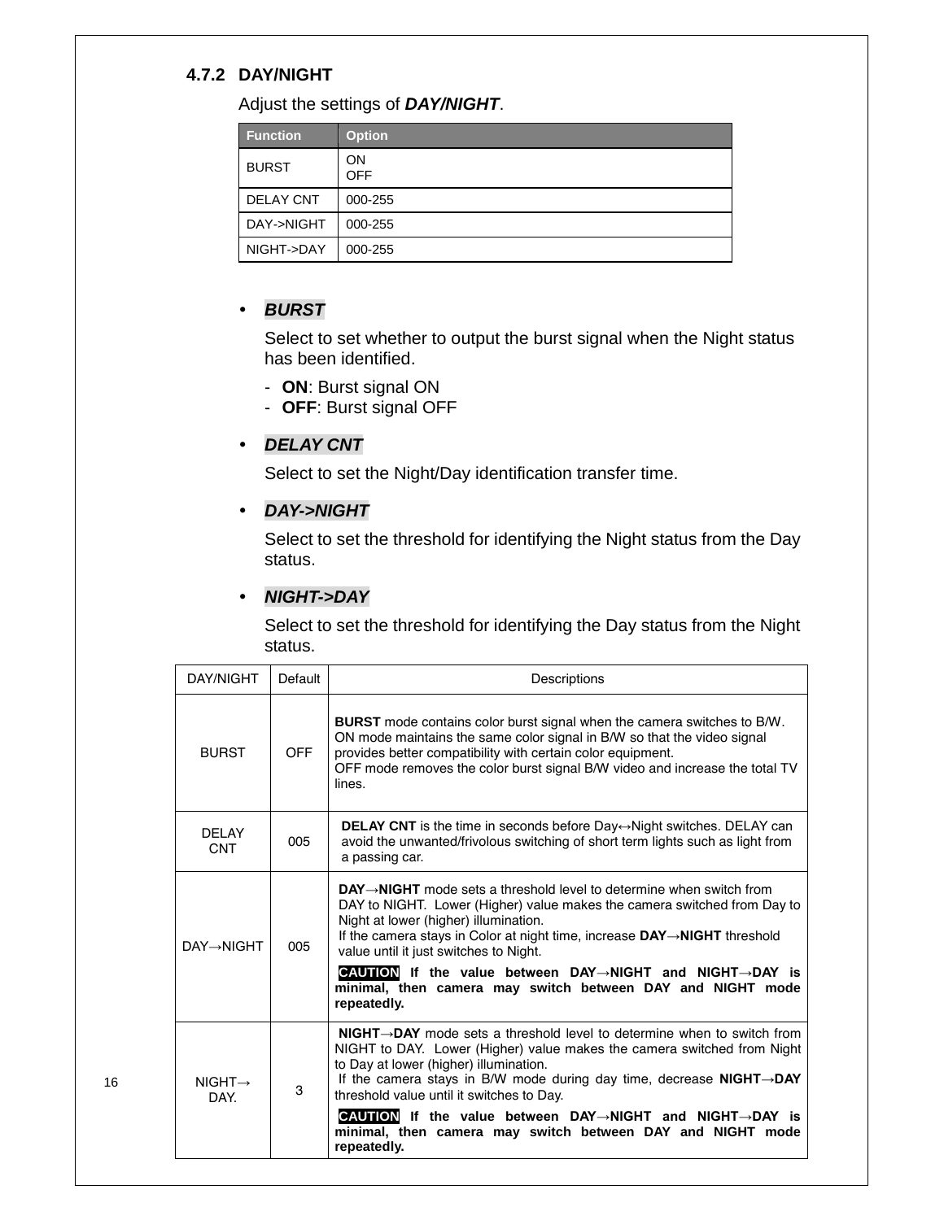### 4.7.2 DAY/NIGHT

Adjust the settings of ***DAY/NIGHT***.

| Function | Option |
|---|---|
| BURST | ON<br>OFF |
| DELAY CNT | 000-255 |
| DAY->NIGHT | 000-255 |
| NIGHT->DAY | 000-255 |

- ***BURST***

  Select to set whether to output the burst signal when the Night status has been identified.

  - **ON**: Burst signal ON
  - **OFF**: Burst signal OFF

- ***DELAY CNT***

  Select to set the Night/Day identification transfer time.

- ***DAY->NIGHT***

  Select to set the threshold for identifying the Night status from the Day status.

- ***NIGHT->DAY***

  Select to set the threshold for identifying the Day status from the Night status.

| DAY/NIGHT | Default | Descriptions |
|---|---|---|
| BURST | OFF | **BURST** mode contains color burst signal when the camera switches to B/W. ON mode maintains the same color signal in B/W so that the video signal provides better compatibility with certain color equipment.<br>OFF mode removes the color burst signal B/W video and increase the total TV lines. |
| DELAY CNT | 005 | **DELAY CNT** is the time in seconds before Day↔Night switches. DELAY can avoid the unwanted/frivolous switching of short term lights such as light from a passing car. |
| DAY→NIGHT | 005 | **DAY→NIGHT** mode sets a threshold level to determine when switch from DAY to NIGHT. Lower (Higher) value makes the camera switched from Day to Night at lower (higher) illumination.<br>If the camera stays in Color at night time, increase **DAY→NIGHT** threshold value until it just switches to Night.<br>**CAUTION If the value between DAY→NIGHT and NIGHT→DAY is minimal, then camera may switch between DAY and NIGHT mode repeatedly.** |
| NIGHT→ DAY. | 3 | **NIGHT→DAY** mode sets a threshold level to determine when to switch from NIGHT to DAY. Lower (Higher) value makes the camera switched from Night to Day at lower (higher) illumination.<br>If the camera stays in B/W mode during day time, decrease **NIGHT→DAY** threshold value until it switches to Day.<br>**CAUTION If the value between DAY→NIGHT and NIGHT→DAY is minimal, then camera may switch between DAY and NIGHT mode repeatedly.** |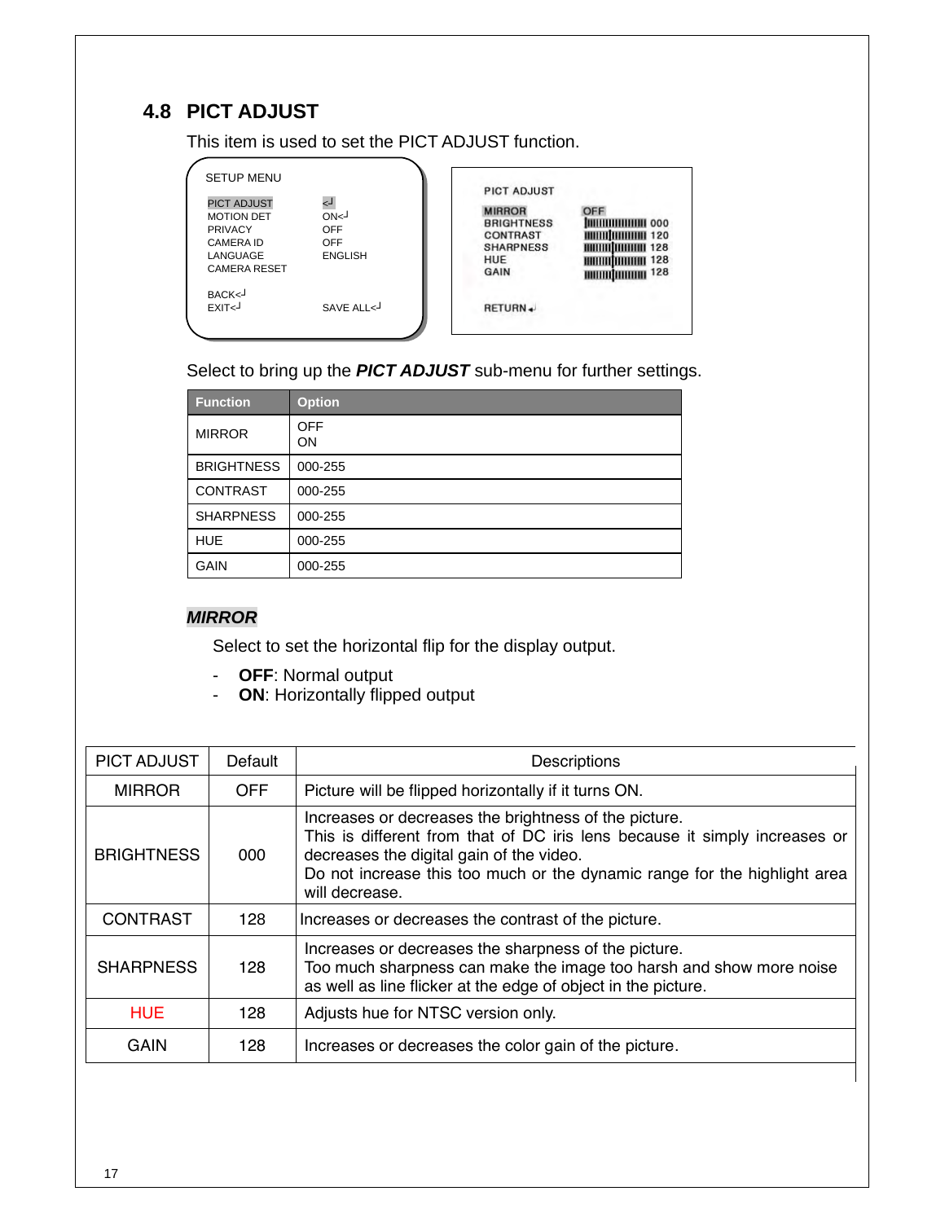## 4.8 PICT ADJUST

This item is used to set the PICT ADJUST function.

```
SETUP MENU

PICT ADJUST        <┘
MOTION DET         ON<┘
PRIVACY            OFF
CAMERA ID          OFF
LANGUAGE           ENGLISH
CAMERA RESET

BACK<┘
EXIT<┘             SAVE ALL<┘
```

```
PICT ADJUST

MIRROR        OFF
BRIGHTNESS    000
CONTRAST      120
SHARPNESS     128
HUE           128
GAIN          128

RETURN<┘
```

Select to bring up the ***PICT ADJUST*** sub-menu for further settings.

| Function | Option |
|---|---|
| MIRROR | OFF<br>ON |
| BRIGHTNESS | 000-255 |
| CONTRAST | 000-255 |
| SHARPNESS | 000-255 |
| HUE | 000-255 |
| GAIN | 000-255 |

***MIRROR***

Select to set the horizontal flip for the display output.

- **OFF**: Normal output
- **ON**: Horizontally flipped output

| PICT ADJUST | Default | Descriptions |
|---|---|---|
| MIRROR | OFF | Picture will be flipped horizontally if it turns ON. |
| BRIGHTNESS | 000 | Increases or decreases the brightness of the picture.<br>This is different from that of DC iris lens because it simply increases or decreases the digital gain of the video.<br>Do not increase this too much or the dynamic range for the highlight area will decrease. |
| CONTRAST | 128 | Increases or decreases the contrast of the picture. |
| SHARPNESS | 128 | Increases or decreases the sharpness of the picture.<br>Too much sharpness can make the image too harsh and show more noise as well as line flicker at the edge of object in the picture. |
| HUE | 128 | Adjusts hue for NTSC version only. |
| GAIN | 128 | Increases or decreases the color gain of the picture. |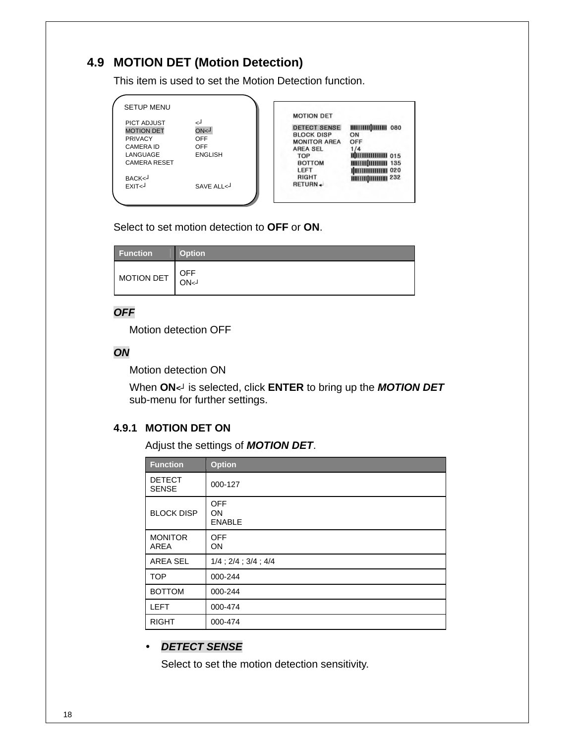## 4.9 MOTION DET (Motion Detection)

This item is used to set the Motion Detection function.

```
SETUP MENU

PICT ADJUST        <┘
MOTION DET         ON<┘
PRIVACY            OFF
CAMERA ID          OFF
LANGUAGE           ENGLISH
CAMERA RESET

BACK<┘
EXIT<┘             SAVE ALL<┘
```

```
MOTION DET

DETECT SENSE       080
BLOCK DISP         ON
MONITOR AREA       OFF
AREA SEL           1/4
  TOP              015
  BOTTOM           135
  LEFT             020
  RIGHT            232
RETURN<┘
```

Select to set motion detection to **OFF** or **ON**.

| Function | Option |
|---|---|
| MOTION DET | OFF<br>ON<┘ |

***OFF***

Motion detection OFF

***ON***

Motion detection ON

When **ON**<┘ is selected, click **ENTER** to bring up the ***MOTION DET*** sub-menu for further settings.

### 4.9.1 MOTION DET ON

Adjust the settings of ***MOTION DET***.

| Function | Option |
|---|---|
| DETECT SENSE | 000-127 |
| BLOCK DISP | OFF<br>ON<br>ENABLE |
| MONITOR AREA | OFF<br>ON |
| AREA SEL | 1/4 ; 2/4 ; 3/4 ; 4/4 |
| TOP | 000-244 |
| BOTTOM | 000-244 |
| LEFT | 000-474 |
| RIGHT | 000-474 |

- ***DETECT SENSE***

  Select to set the motion detection sensitivity.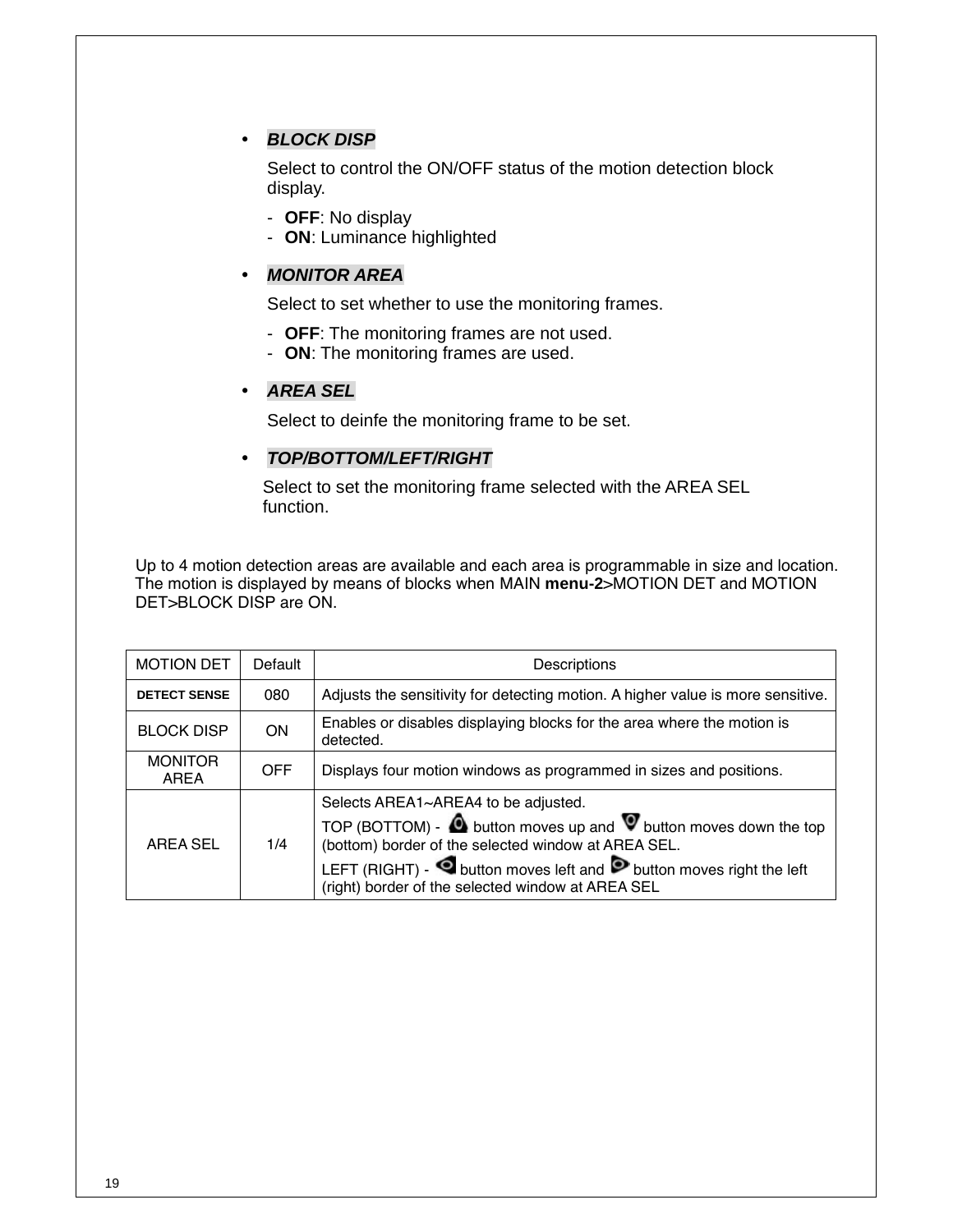- ***BLOCK DISP***

  Select to control the ON/OFF status of the motion detection block display.

  - **OFF**: No display
  - **ON**: Luminance highlighted

- ***MONITOR AREA***

  Select to set whether to use the monitoring frames.

  - **OFF**: The monitoring frames are not used.
  - **ON**: The monitoring frames are used.

- ***AREA SEL***

  Select to deinfe the monitoring frame to be set.

- ***TOP/BOTTOM/LEFT/RIGHT***

  Select to set the monitoring frame selected with the AREA SEL function.

Up to 4 motion detection areas are available and each area is programmable in size and location. The motion is displayed by means of blocks when MAIN **menu-2**>MOTION DET and MOTION DET>BLOCK DISP are ON.

| MOTION DET | Default | Descriptions |
|---|---|---|
| DETECT SENSE | 080 | Adjusts the sensitivity for detecting motion. A higher value is more sensitive. |
| BLOCK DISP | ON | Enables or disables displaying blocks for the area where the motion is detected. |
| MONITOR AREA | OFF | Displays four motion windows as programmed in sizes and positions. |
| AREA SEL | 1/4 | Selects AREA1~AREA4 to be adjusted.<br>TOP (BOTTOM) - button moves up and button moves down the top (bottom) border of the selected window at AREA SEL.<br>LEFT (RIGHT) - button moves left and button moves right the left (right) border of the selected window at AREA SEL |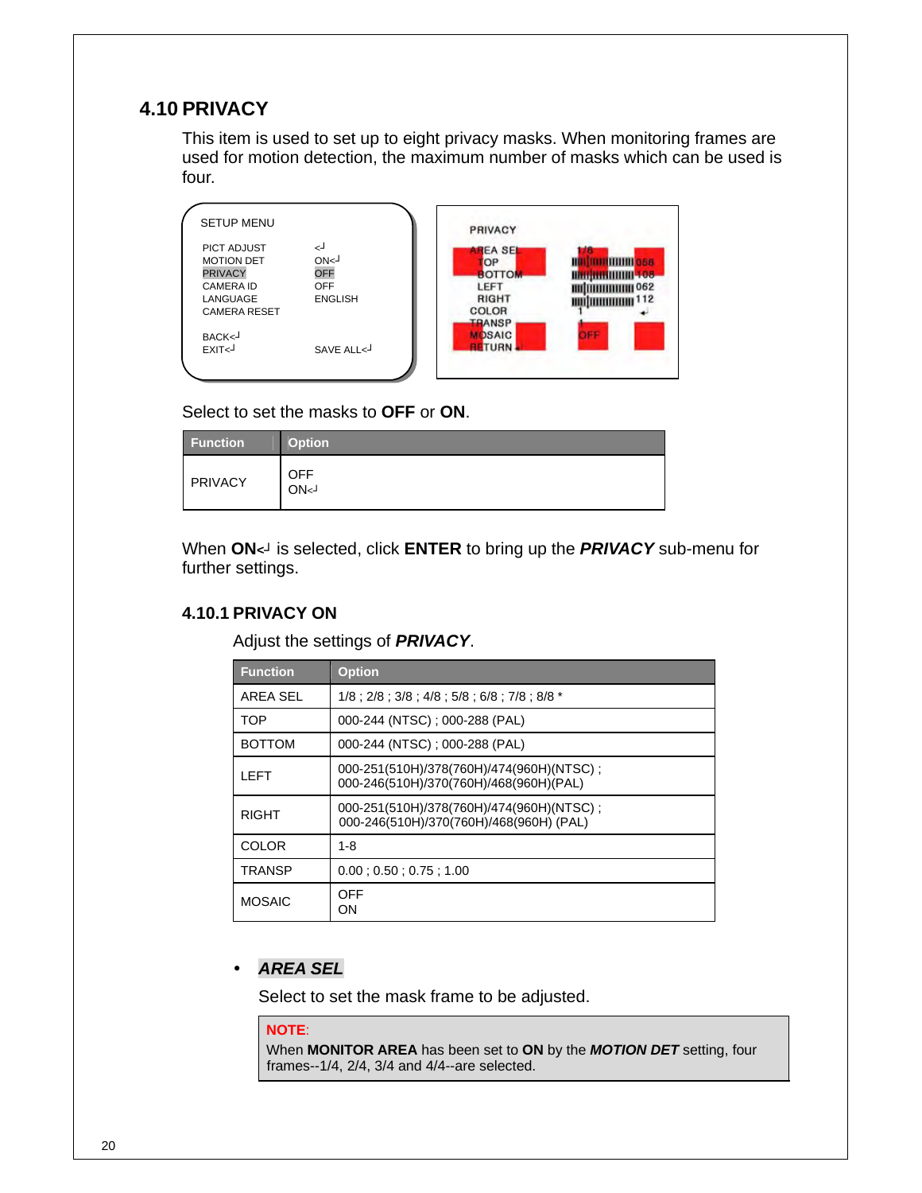## 4.10 PRIVACY

This item is used to set up to eight privacy masks. When monitoring frames are used for motion detection, the maximum number of masks which can be used is four.

```
SETUP MENU

PICT ADJUST        <┘
MOTION DET         ON<┘
PRIVACY            OFF
CAMERA ID          OFF
LANGUAGE           ENGLISH
CAMERA RESET

BACK<┘
EXIT<┘             SAVE ALL<┘
```

```
PRIVACY

AREA SEL     1/8
TOP          056
BOTTOM       108
LEFT         062
RIGHT        112
COLOR        1
TRANSP       1
MOSAIC       OFF
RETURN
```

Select to set the masks to **OFF** or **ON**.

| Function | Option |
|---|---|
| PRIVACY | OFF<br>ON<┘ |

When **ON**<┘ is selected, click **ENTER** to bring up the ***PRIVACY*** sub-menu for further settings.

### 4.10.1 PRIVACY ON

Adjust the settings of ***PRIVACY***.

| Function | Option |
|---|---|
| AREA SEL | 1/8 ; 2/8 ; 3/8 ; 4/8 ; 5/8 ; 6/8 ; 7/8 ; 8/8 * |
| TOP | 000-244 (NTSC) ; 000-288 (PAL) |
| BOTTOM | 000-244 (NTSC) ; 000-288 (PAL) |
| LEFT | 000-251(510H)/378(760H)/474(960H)(NTSC) ;<br>000-246(510H)/370(760H)/468(960H)(PAL) |
| RIGHT | 000-251(510H)/378(760H)/474(960H)(NTSC) ;<br>000-246(510H)/370(760H)/468(960H) (PAL) |
| COLOR | 1-8 |
| TRANSP | 0.00 ; 0.50 ; 0.75 ; 1.00 |
| MOSAIC | OFF<br>ON |

- ***AREA SEL***

  Select to set the mask frame to be adjusted.

> **NOTE**:
> When **MONITOR AREA** has been set to **ON** by the ***MOTION DET*** setting, four frames--1/4, 2/4, 3/4 and 4/4--are selected.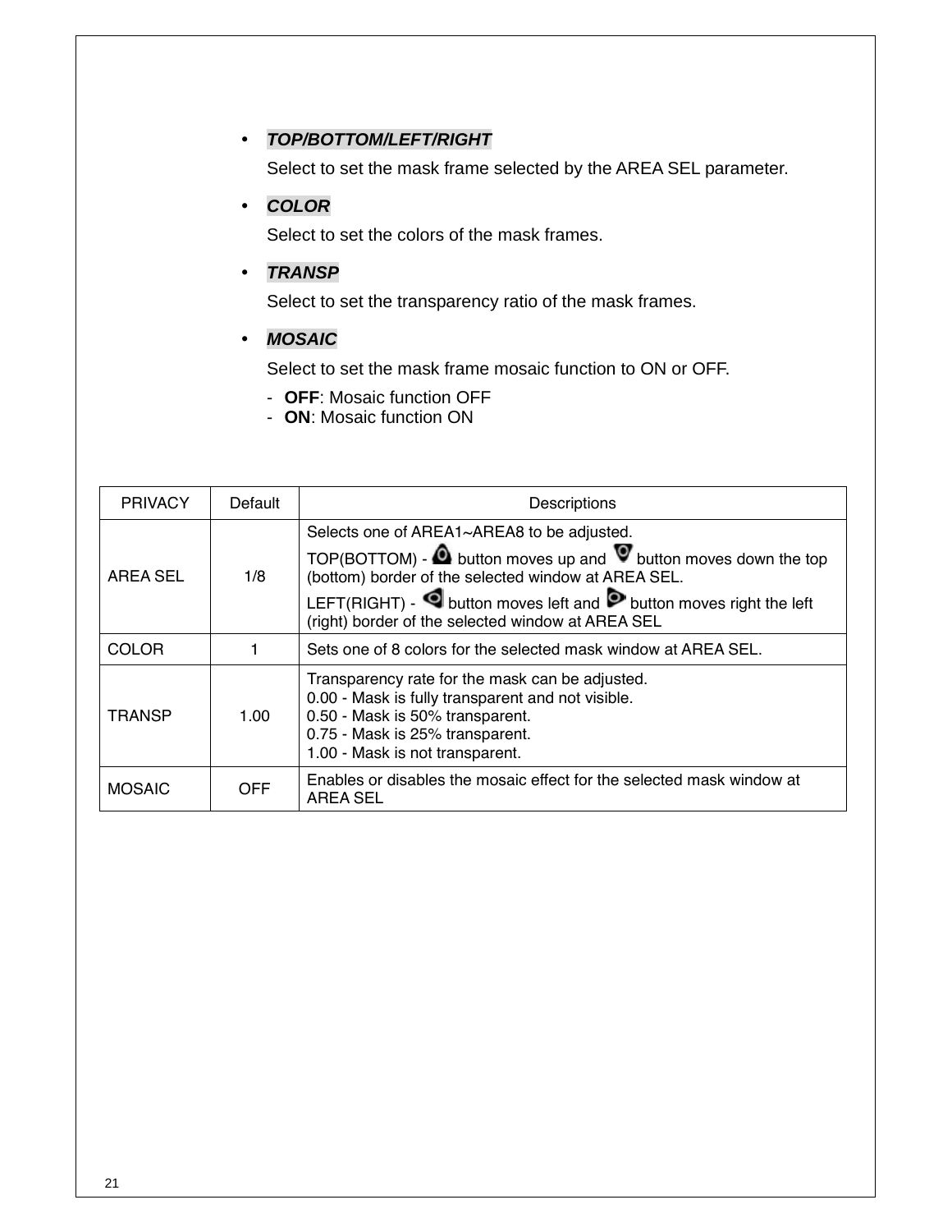- ***TOP/BOTTOM/LEFT/RIGHT***

  Select to set the mask frame selected by the AREA SEL parameter.

- ***COLOR***

  Select to set the colors of the mask frames.

- ***TRANSP***

  Select to set the transparency ratio of the mask frames.

- ***MOSAIC***

  Select to set the mask frame mosaic function to ON or OFF.

  - **OFF**: Mosaic function OFF
  - **ON**: Mosaic function ON

| PRIVACY | Default | Descriptions |
|---|---|---|
| AREA SEL | 1/8 | Selects one of AREA1~AREA8 to be adjusted.<br>TOP(BOTTOM) - button moves up and button moves down the top (bottom) border of the selected window at AREA SEL.<br>LEFT(RIGHT) - button moves left and button moves right the left (right) border of the selected window at AREA SEL |
| COLOR | 1 | Sets one of 8 colors for the selected mask window at AREA SEL. |
| TRANSP | 1.00 | Transparency rate for the mask can be adjusted.<br>0.00 - Mask is fully transparent and not visible.<br>0.50 - Mask is 50% transparent.<br>0.75 - Mask is 25% transparent.<br>1.00 - Mask is not transparent. |
| MOSAIC | OFF | Enables or disables the mosaic effect for the selected mask window at AREA SEL |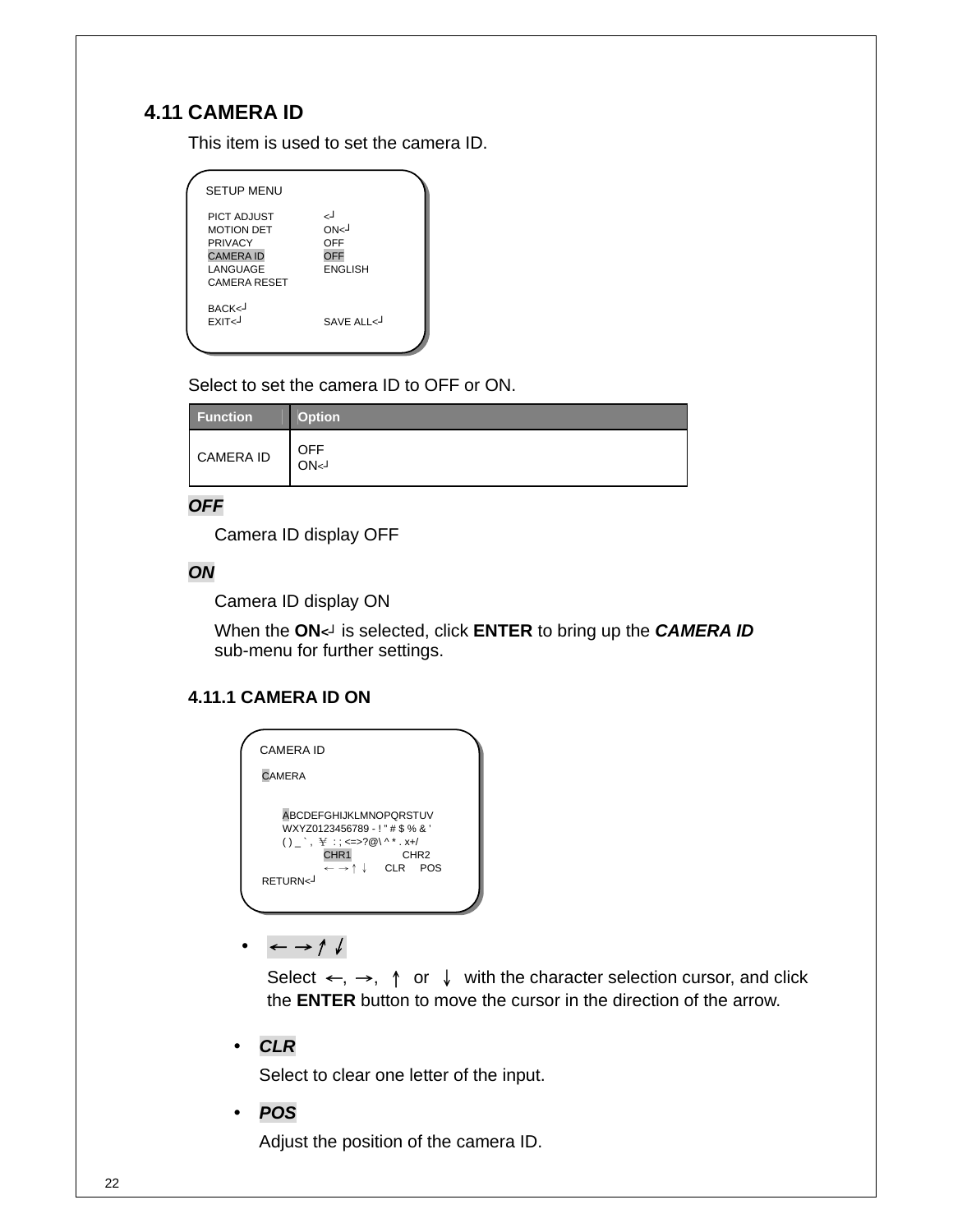## 4.11 CAMERA ID

This item is used to set the camera ID.

```
SETUP MENU

PICT ADJUST        <┘
MOTION DET         ON<┘
PRIVACY            OFF
CAMERA ID          OFF
LANGUAGE           ENGLISH
CAMERA RESET

BACK<┘
EXIT<┘             SAVE ALL<┘
```

Select to set the camera ID to OFF or ON.

| Function | Option |
|---|---|
| CAMERA ID | OFF<br>ON<┘ |

***OFF***

Camera ID display OFF

***ON***

Camera ID display ON

When the **ON**<┘ is selected, click **ENTER** to bring up the ***CAMERA ID*** sub-menu for further settings.

### 4.11.1 CAMERA ID ON

```
CAMERA ID

CAMERA

    ABCDEFGHIJKLMNOPQRSTUV
    WXYZ0123456789 - ! " # $ % & '
    ( ) _ ` ,  ¥  : ; <=>?@\ ^ * . x+/
        CHR1           CHR2
        ← → ↑ ↓     CLR    POS
RETURN<┘
```

- **← → ↑ ↓**

  Select ←, →, ↑ or ↓ with the character selection cursor, and click the **ENTER** button to move the cursor in the direction of the arrow.

- ***CLR***

  Select to clear one letter of the input.

- ***POS***

  Adjust the position of the camera ID.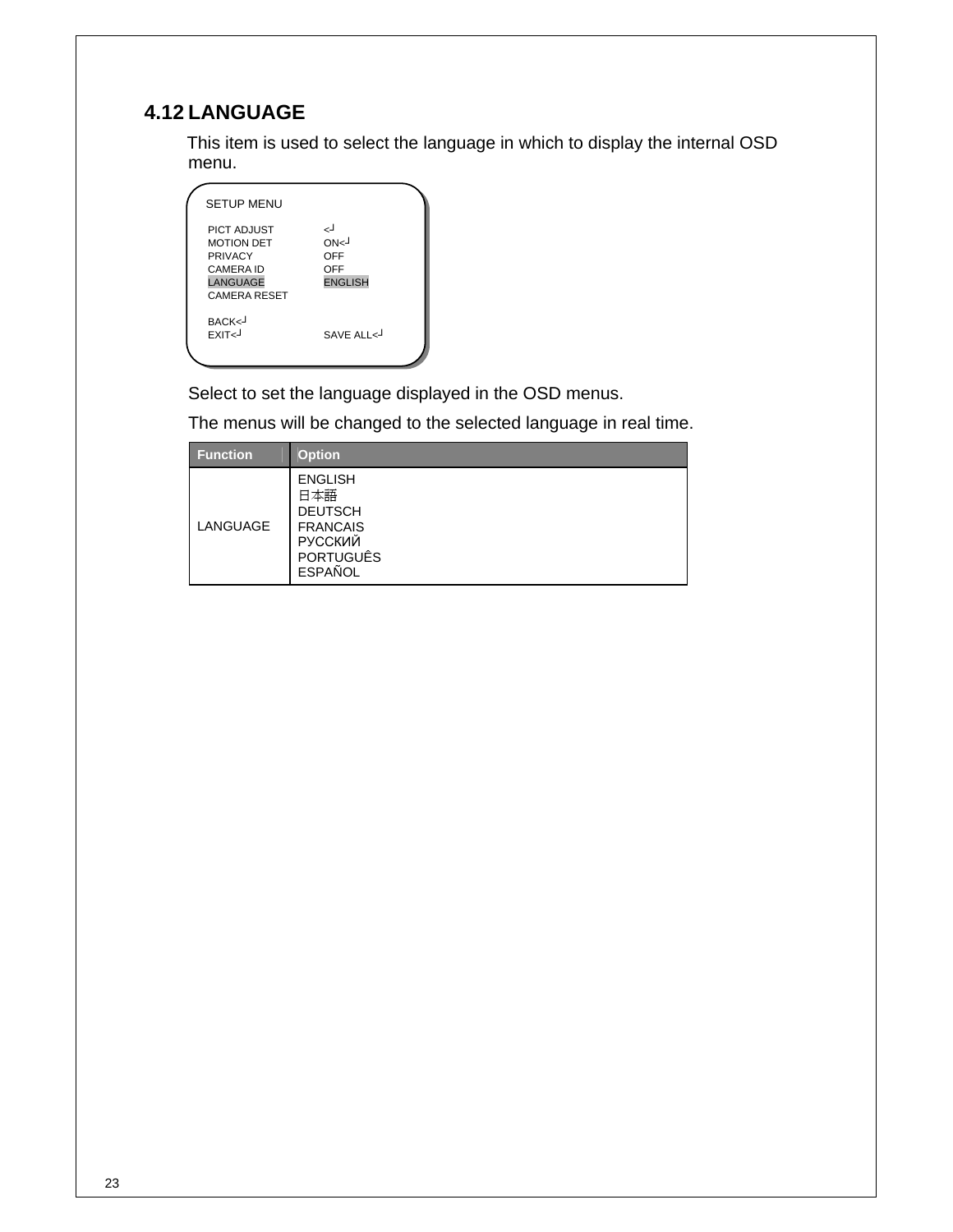## 4.12 LANGUAGE

This item is used to select the language in which to display the internal OSD menu.

```
SETUP MENU

PICT ADJUST        <┘
MOTION DET         ON<┘
PRIVACY            OFF
CAMERA ID          OFF
LANGUAGE           ENGLISH
CAMERA RESET

BACK<┘
EXIT<┘             SAVE ALL<┘
```

Select to set the language displayed in the OSD menus.

The menus will be changed to the selected language in real time.

| Function | Option |
|---|---|
| LANGUAGE | ENGLISH<br>日本語<br>DEUTSCH<br>FRANCAIS<br>РУССКИЙ<br>PORTUGUÊS<br>ESPAÑOL |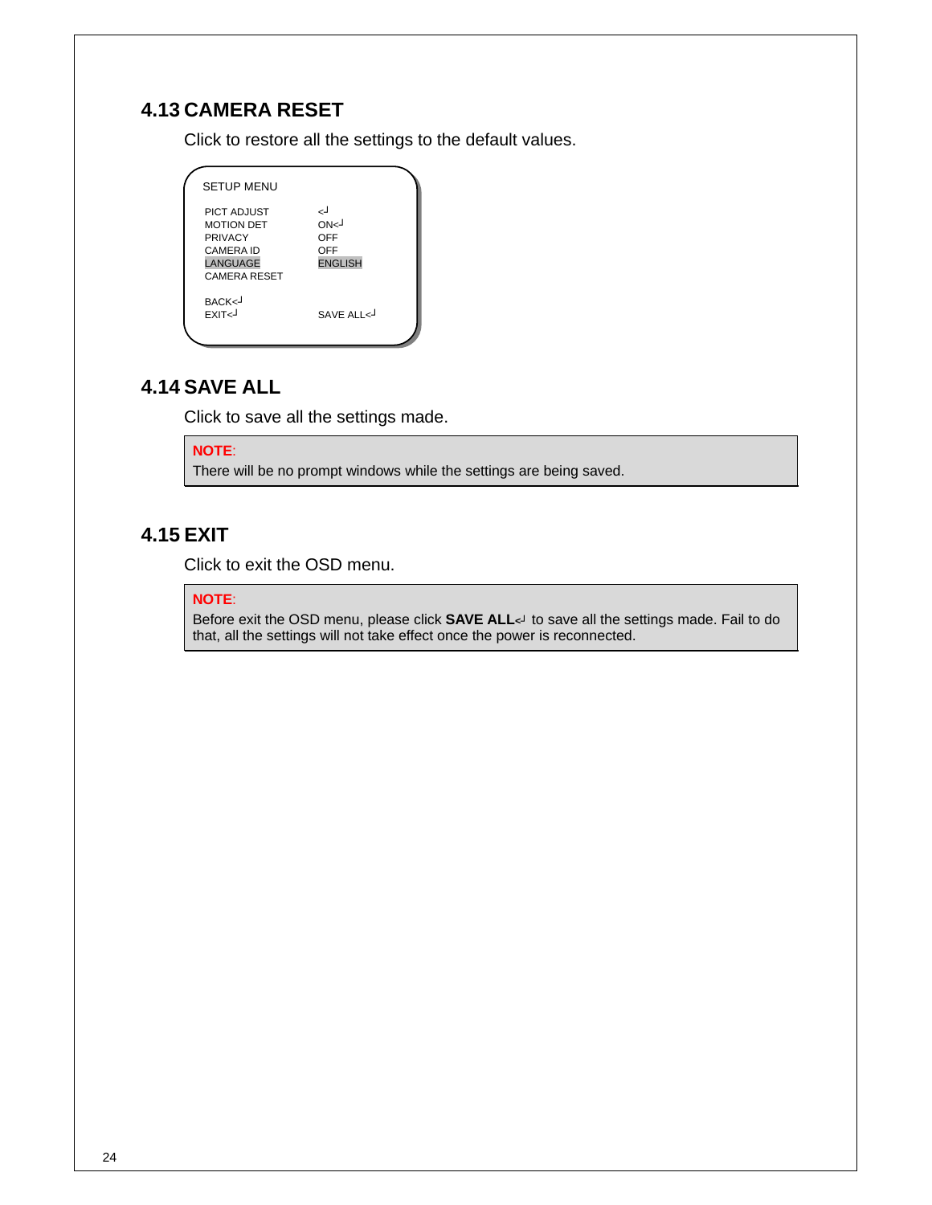## 4.13 CAMERA RESET

Click to restore all the settings to the default values.

```
SETUP MENU

PICT ADJUST        <┘
MOTION DET         ON<┘
PRIVACY            OFF
CAMERA ID          OFF
LANGUAGE           ENGLISH
CAMERA RESET

BACK<┘
EXIT<┘             SAVE ALL<┘
```

## 4.14 SAVE ALL

Click to save all the settings made.

> **NOTE**:
> There will be no prompt windows while the settings are being saved.

## 4.15 EXIT

Click to exit the OSD menu.

> **NOTE**:
> Before exit the OSD menu, please click **SAVE ALL**<┘ to save all the settings made. Fail to do that, all the settings will not take effect once the power is reconnected.